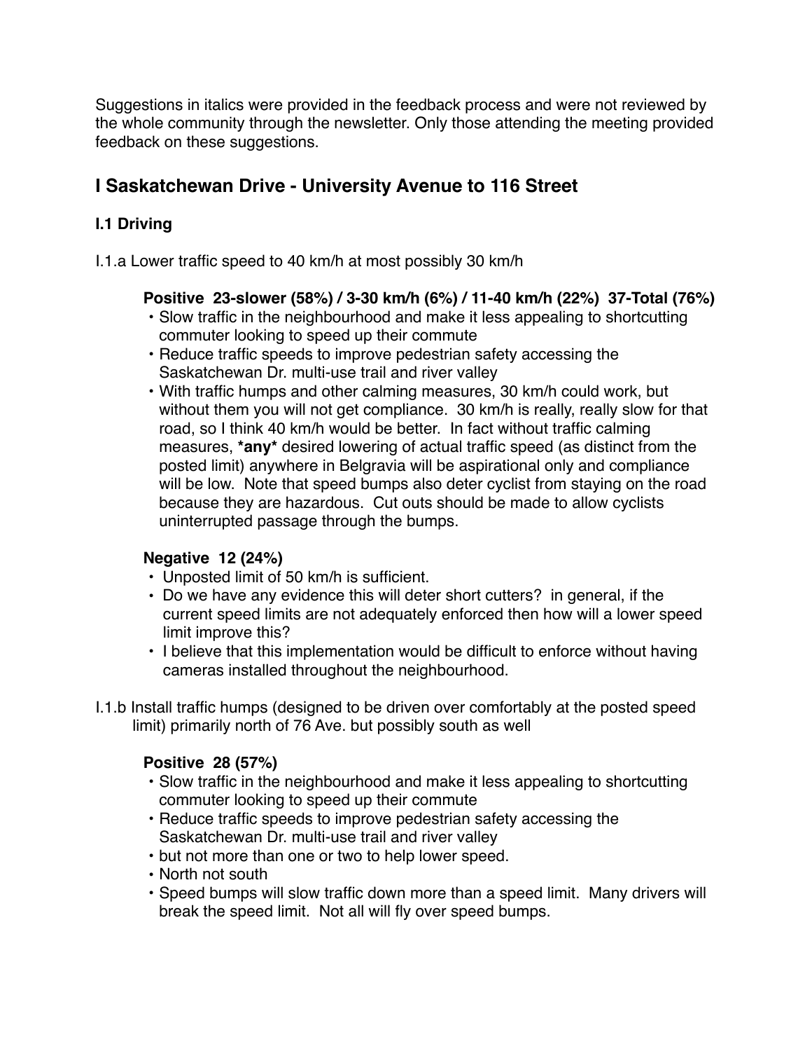Suggestions in italics were provided in the feedback process and were not reviewed by the whole community through the newsletter. Only those attending the meeting provided feedback on these suggestions.

## I Saskatchewan Drive - University Avenue to 116 Street

### I.1 Driving

I.1.a Lower traffic speed to 40 km/h at most possibly 30 km/h

**Positive 23-slower (58%) / 3-30 km/h (6%) / 11-40 km/h (22%) 37-Total (76%)**

- Slow traffic in the neighbourhood and make it less appealing to shortcutting commuter looking to speed up their commute
- Reduce traffic speeds to improve pedestrian safety accessing the Saskatchewan Dr. multi-use trail and river valley
- With traffic humps and other calming measures, 30 km/h could work, but without them you will not get compliance. 30 km/h is really, really slow for that road, so I think 40 km/h would be better. In fact without traffic calming measures, ***any*** desired lowering of actual traffic speed (as distinct from the posted limit) anywhere in Belgravia will be aspirational only and compliance will be low. Note that speed bumps also deter cyclist from staying on the road because they are hazardous. Cut outs should be made to allow cyclists uninterrupted passage through the bumps.

**Negative 12 (24%)**

- Unposted limit of 50 km/h is sufficient.
- Do we have any evidence this will deter short cutters? in general, if the current speed limits are not adequately enforced then how will a lower speed limit improve this?
- I believe that this implementation would be difficult to enforce without having cameras installed throughout the neighbourhood.

I.1.b Install traffic humps (designed to be driven over comfortably at the posted speed limit) primarily north of 76 Ave. but possibly south as well

**Positive 28 (57%)**

- Slow traffic in the neighbourhood and make it less appealing to shortcutting commuter looking to speed up their commute
- Reduce traffic speeds to improve pedestrian safety accessing the Saskatchewan Dr. multi-use trail and river valley
- but not more than one or two to help lower speed.
- North not south
- Speed bumps will slow traffic down more than a speed limit. Many drivers will break the speed limit. Not all will fly over speed bumps.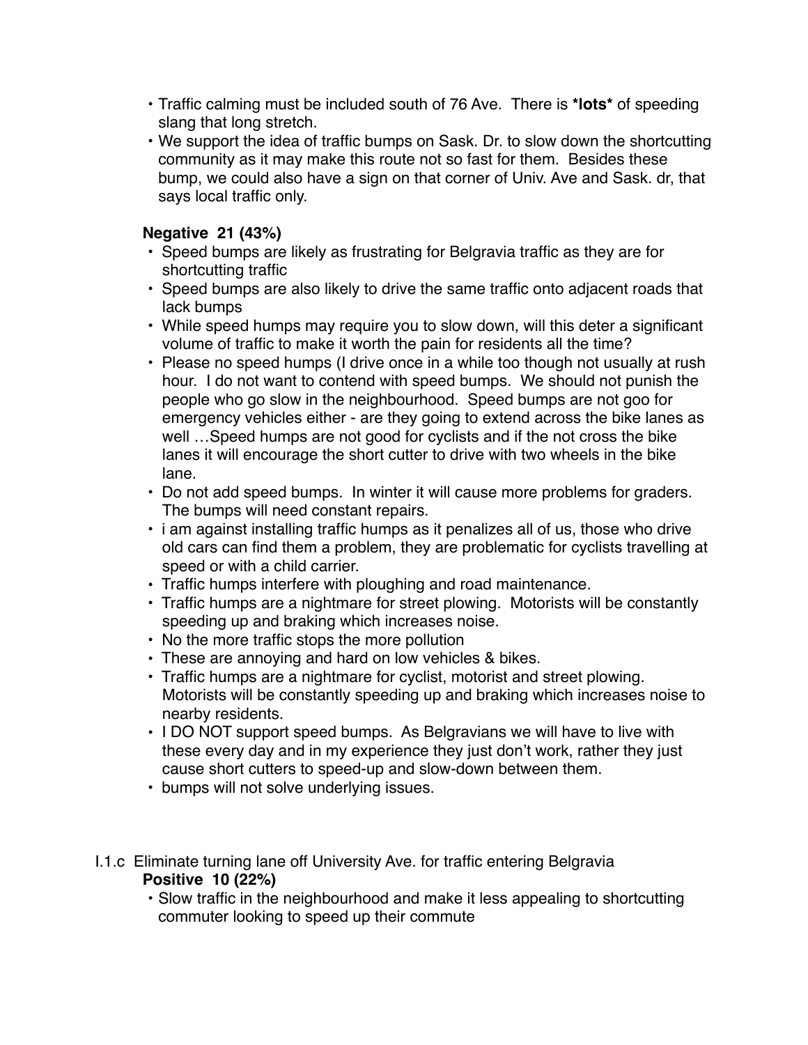- Traffic calming must be included south of 76 Ave.  There is ***lots*** of speeding slang that long stretch.
- We support the idea of traffic bumps on Sask. Dr. to slow down the shortcutting community as it may make this route not so fast for them.  Besides these bump, we could also have a sign on that corner of Univ. Ave and Sask. dr, that says local traffic only.

**Negative  21 (43%)**

- Speed bumps are likely as frustrating for Belgravia traffic as they are for shortcutting traffic
- Speed bumps are also likely to drive the same traffic onto adjacent roads that lack bumps
- While speed humps may require you to slow down, will this deter a significant volume of traffic to make it worth the pain for residents all the time?
- Please no speed humps (I drive once in a while too though not usually at rush hour.  I do not want to contend with speed bumps.  We should not punish the people who go slow in the neighbourhood.  Speed bumps are not goo for emergency vehicles either - are they going to extend across the bike lanes as well …Speed humps are not good for cyclists and if the not cross the bike lanes it will encourage the short cutter to drive with two wheels in the bike lane.
- Do not add speed bumps.  In winter it will cause more problems for graders.  The bumps will need constant repairs.
- i am against installing traffic humps as it penalizes all of us, those who drive old cars can find them a problem, they are problematic for cyclists travelling at speed or with a child carrier.
- Traffic humps interfere with ploughing and road maintenance.
- Traffic humps are a nightmare for street plowing.  Motorists will be constantly speeding up and braking which increases noise.
- No the more traffic stops the more pollution
- These are annoying and hard on low vehicles & bikes.
- Traffic humps are a nightmare for cyclist, motorist and street plowing.  Motorists will be constantly speeding up and braking which increases noise to nearby residents.
- I DO NOT support speed bumps.  As Belgravians we will have to live with these every day and in my experience they just don't work, rather they just cause short cutters to speed-up and slow-down between them.
- bumps will not solve underlying issues.

I.1.c  Eliminate turning lane off University Ave. for traffic entering Belgravia

**Positive  10 (22%)**

- Slow traffic in the neighbourhood and make it less appealing to shortcutting commuter looking to speed up their commute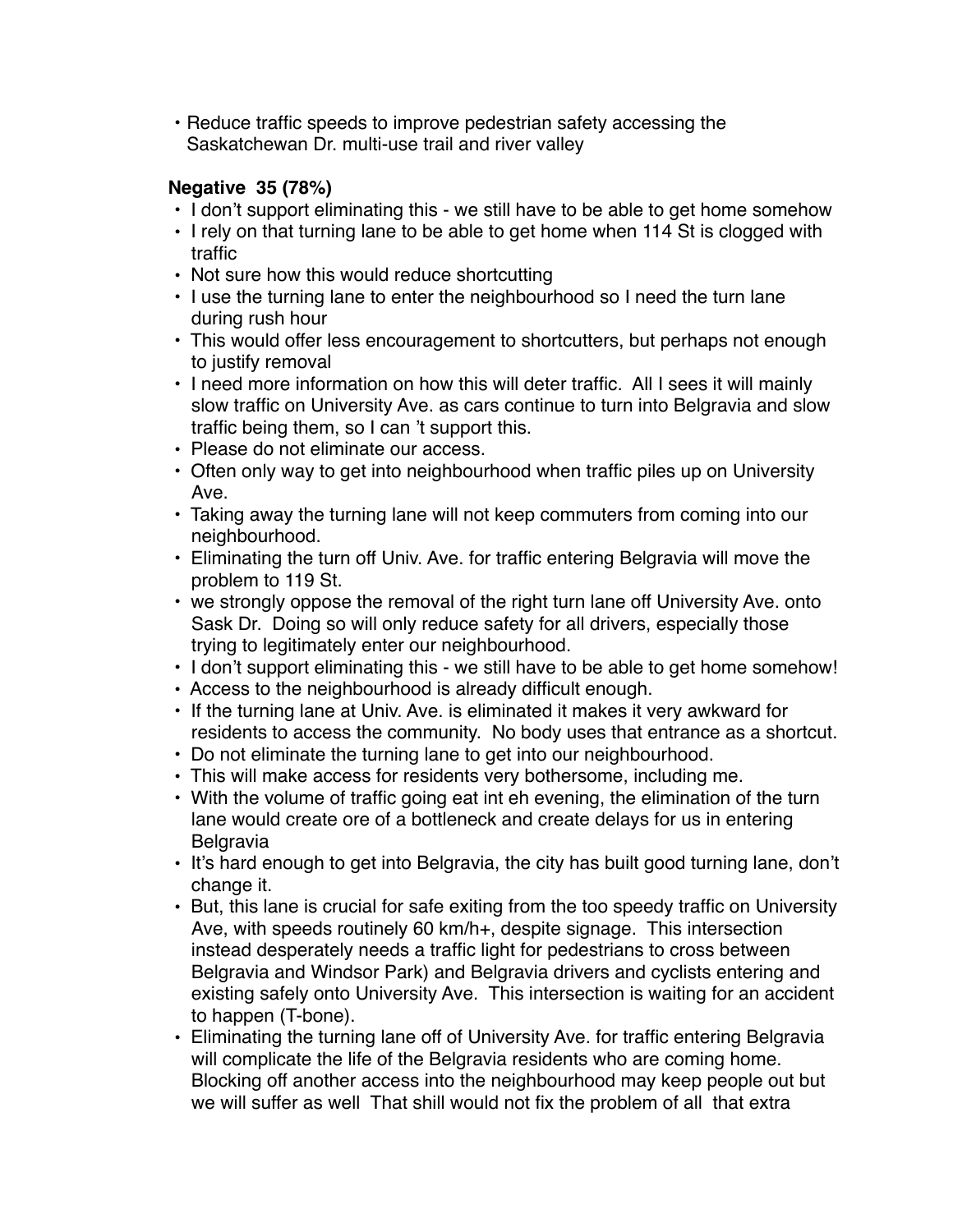- Reduce traffic speeds to improve pedestrian safety accessing the Saskatchewan Dr. multi-use trail and river valley

**Negative 35 (78%)**

- I don't support eliminating this - we still have to be able to get home somehow
- I rely on that turning lane to be able to get home when 114 St is clogged with traffic
- Not sure how this would reduce shortcutting
- I use the turning lane to enter the neighbourhood so I need the turn lane during rush hour
- This would offer less encouragement to shortcutters, but perhaps not enough to justify removal
- I need more information on how this will deter traffic. All I sees it will mainly slow traffic on University Ave. as cars continue to turn into Belgravia and slow traffic being them, so I can 't support this.
- Please do not eliminate our access.
- Often only way to get into neighbourhood when traffic piles up on University Ave.
- Taking away the turning lane will not keep commuters from coming into our neighbourhood.
- Eliminating the turn off Univ. Ave. for traffic entering Belgravia will move the problem to 119 St.
- we strongly oppose the removal of the right turn lane off University Ave. onto Sask Dr. Doing so will only reduce safety for all drivers, especially those trying to legitimately enter our neighbourhood.
- I don't support eliminating this - we still have to be able to get home somehow!
- Access to the neighbourhood is already difficult enough.
- If the turning lane at Univ. Ave. is eliminated it makes it very awkward for residents to access the community. No body uses that entrance as a shortcut.
- Do not eliminate the turning lane to get into our neighbourhood.
- This will make access for residents very bothersome, including me.
- With the volume of traffic going eat int eh evening, the elimination of the turn lane would create ore of a bottleneck and create delays for us in entering Belgravia
- It's hard enough to get into Belgravia, the city has built good turning lane, don't change it.
- But, this lane is crucial for safe exiting from the too speedy traffic on University Ave, with speeds routinely 60 km/h+, despite signage. This intersection instead desperately needs a traffic light for pedestrians to cross between Belgravia and Windsor Park) and Belgravia drivers and cyclists entering and existing safely onto University Ave. This intersection is waiting for an accident to happen (T-bone).
- Eliminating the turning lane off of University Ave. for traffic entering Belgravia will complicate the life of the Belgravia residents who are coming home. Blocking off another access into the neighbourhood may keep people out but we will suffer as well That shill would not fix the problem of all that extra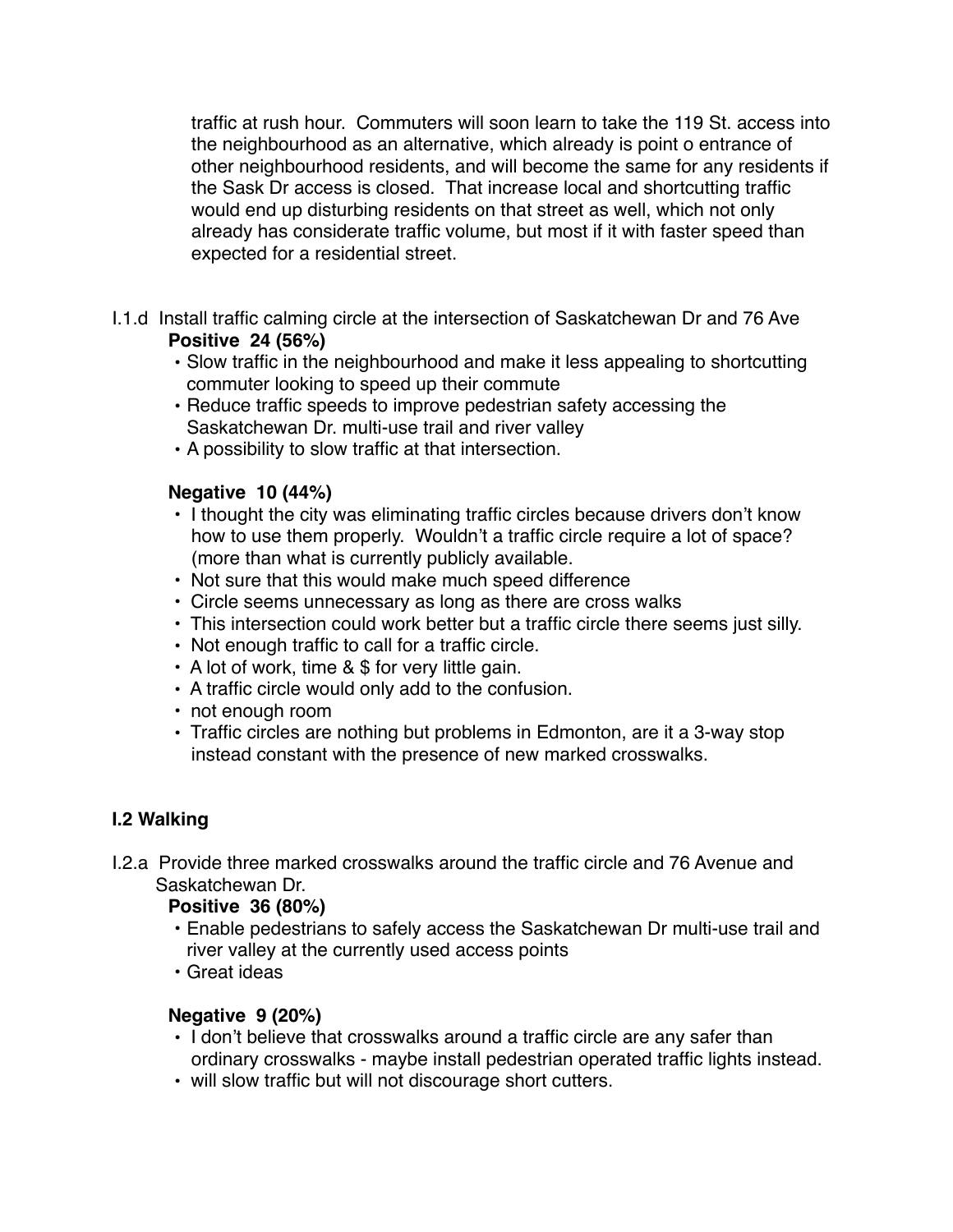traffic at rush hour. Commuters will soon learn to take the 119 St. access into the neighbourhood as an alternative, which already is point o entrance of other neighbourhood residents, and will become the same for any residents if the Sask Dr access is closed. That increase local and shortcutting traffic would end up disturbing residents on that street as well, which not only already has considerate traffic volume, but most if it with faster speed than expected for a residential street.

I.1.d Install traffic calming circle at the intersection of Saskatchewan Dr and 76 Ave

**Positive 24 (56%)**

- Slow traffic in the neighbourhood and make it less appealing to shortcutting commuter looking to speed up their commute
- Reduce traffic speeds to improve pedestrian safety accessing the Saskatchewan Dr. multi-use trail and river valley
- A possibility to slow traffic at that intersection.

**Negative 10 (44%)**

- I thought the city was eliminating traffic circles because drivers don't know how to use them properly. Wouldn't a traffic circle require a lot of space? (more than what is currently publicly available.
- Not sure that this would make much speed difference
- Circle seems unnecessary as long as there are cross walks
- This intersection could work better but a traffic circle there seems just silly.
- Not enough traffic to call for a traffic circle.
- A lot of work, time & $ for very little gain.
- A traffic circle would only add to the confusion.
- not enough room
- Traffic circles are nothing but problems in Edmonton, are it a 3-way stop instead constant with the presence of new marked crosswalks.

## I.2 Walking

I.2.a Provide three marked crosswalks around the traffic circle and 76 Avenue and Saskatchewan Dr.

**Positive 36 (80%)**

- Enable pedestrians to safely access the Saskatchewan Dr multi-use trail and river valley at the currently used access points
- Great ideas

**Negative 9 (20%)**

- I don't believe that crosswalks around a traffic circle are any safer than ordinary crosswalks - maybe install pedestrian operated traffic lights instead.
- will slow traffic but will not discourage short cutters.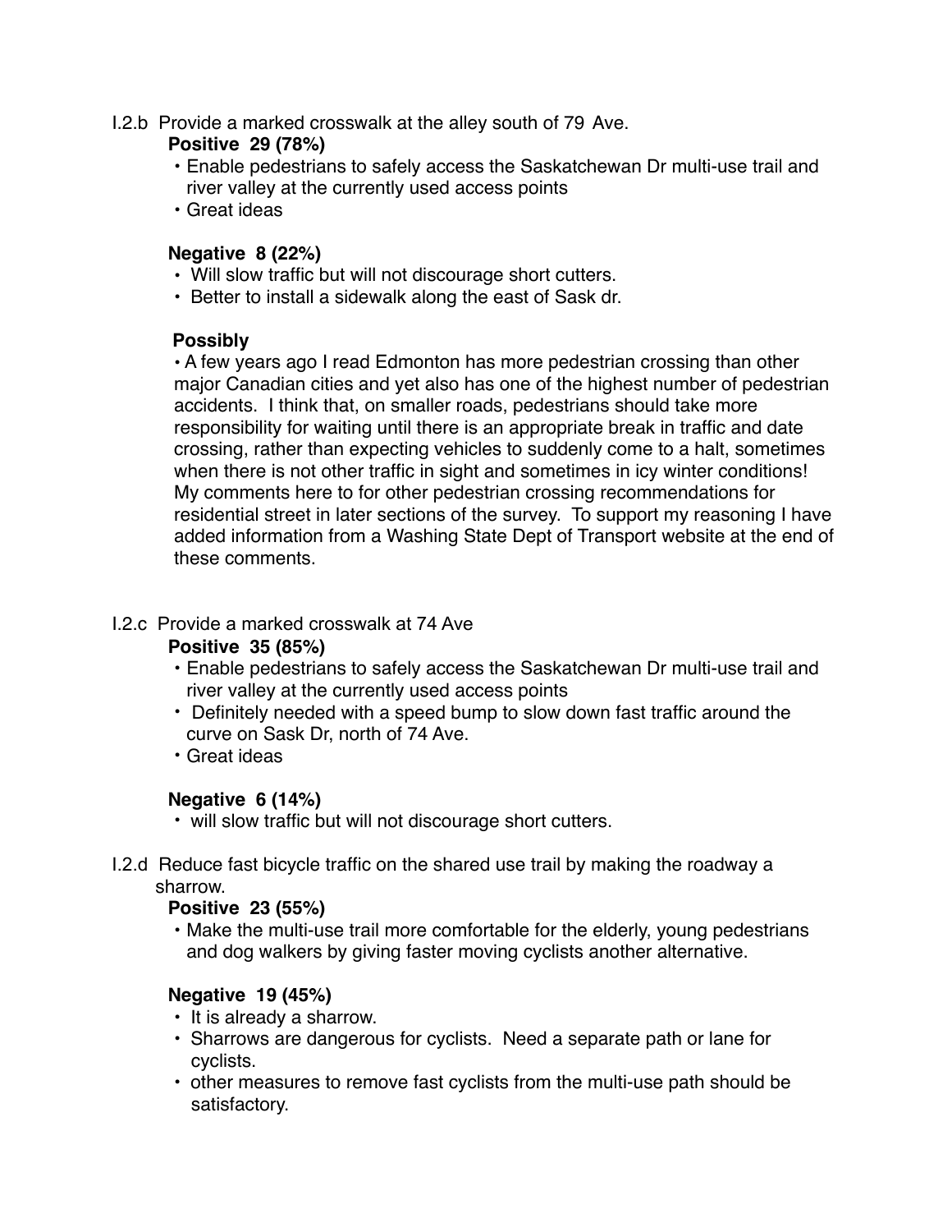I.2.b Provide a marked crosswalk at the alley south of 79 Ave.

**Positive 29 (78%)**

- Enable pedestrians to safely access the Saskatchewan Dr multi-use trail and river valley at the currently used access points
- Great ideas

**Negative 8 (22%)**

- Will slow traffic but will not discourage short cutters.
- Better to install a sidewalk along the east of Sask dr.

**Possibly**

- A few years ago I read Edmonton has more pedestrian crossing than other major Canadian cities and yet also has one of the highest number of pedestrian accidents. I think that, on smaller roads, pedestrians should take more responsibility for waiting until there is an appropriate break in traffic and date crossing, rather than expecting vehicles to suddenly come to a halt, sometimes when there is not other traffic in sight and sometimes in icy winter conditions! My comments here to for other pedestrian crossing recommendations for residential street in later sections of the survey. To support my reasoning I have added information from a Washing State Dept of Transport website at the end of these comments.

I.2.c Provide a marked crosswalk at 74 Ave

**Positive 35 (85%)**

- Enable pedestrians to safely access the Saskatchewan Dr multi-use trail and river valley at the currently used access points
- Definitely needed with a speed bump to slow down fast traffic around the curve on Sask Dr, north of 74 Ave.
- Great ideas

**Negative 6 (14%)**

- will slow traffic but will not discourage short cutters.

I.2.d Reduce fast bicycle traffic on the shared use trail by making the roadway a sharrow.

**Positive 23 (55%)**

- Make the multi-use trail more comfortable for the elderly, young pedestrians and dog walkers by giving faster moving cyclists another alternative.

**Negative 19 (45%)**

- It is already a sharrow.
- Sharrows are dangerous for cyclists. Need a separate path or lane for cyclists.
- other measures to remove fast cyclists from the multi-use path should be satisfactory.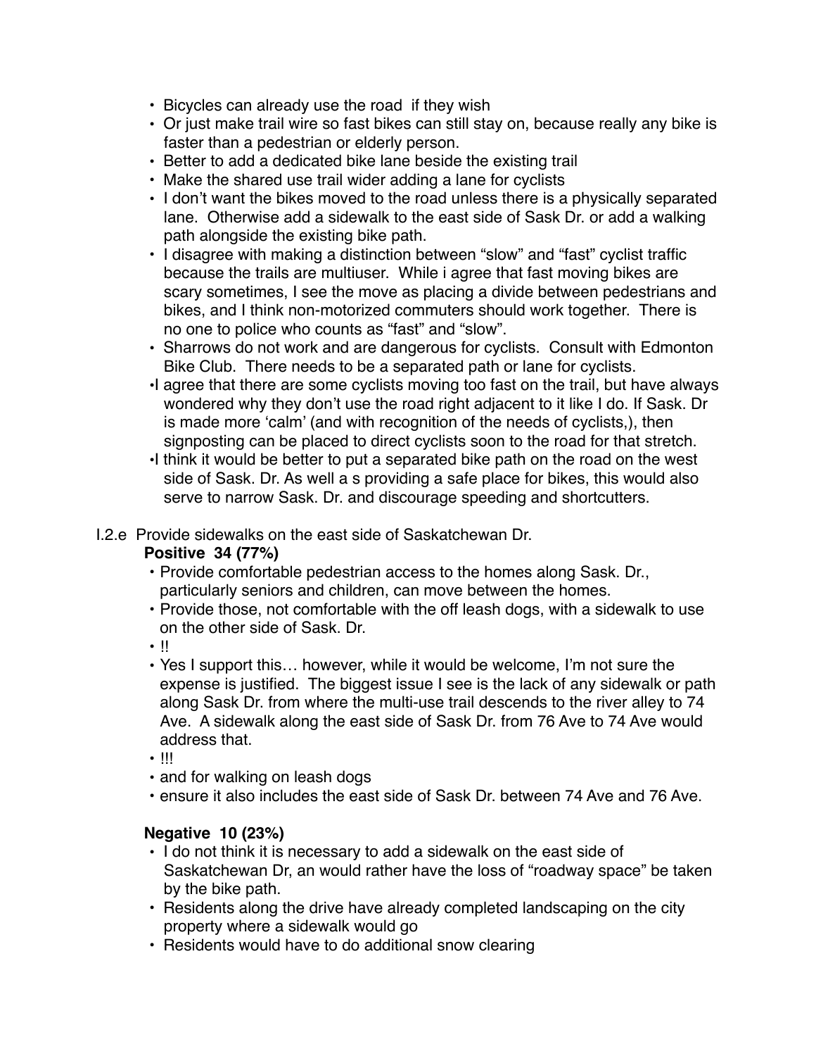- Bicycles can already use the road  if they wish
- Or just make trail wire so fast bikes can still stay on, because really any bike is faster than a pedestrian or elderly person.
- Better to add a dedicated bike lane beside the existing trail
- Make the shared use trail wider adding a lane for cyclists
- I don't want the bikes moved to the road unless there is a physically separated lane.  Otherwise add a sidewalk to the east side of Sask Dr. or add a walking path alongside the existing bike path.
- I disagree with making a distinction between "slow" and "fast" cyclist traffic because the trails are multiuser.  While i agree that fast moving bikes are scary sometimes, I see the move as placing a divide between pedestrians and bikes, and I think non-motorized commuters should work together.  There is no one to police who counts as "fast" and "slow".
- Sharrows do not work and are dangerous for cyclists.  Consult with Edmonton Bike Club.  There needs to be a separated path or lane for cyclists.
- I agree that there are some cyclists moving too fast on the trail, but have always wondered why they don't use the road right adjacent to it like I do. If Sask. Dr is made more 'calm' (and with recognition of the needs of cyclists,), then signposting can be placed to direct cyclists soon to the road for that stretch.
- I think it would be better to put a separated bike path on the road on the west side of Sask. Dr. As well a s providing a safe place for bikes, this would also serve to narrow Sask. Dr. and discourage speeding and shortcutters.

I.2.e  Provide sidewalks on the east side of Saskatchewan Dr.

**Positive  34 (77%)**

- Provide comfortable pedestrian access to the homes along Sask. Dr., particularly seniors and children, can move between the homes.
- Provide those, not comfortable with the off leash dogs, with a sidewalk to use on the other side of Sask. Dr.
- !!
- Yes I support this… however, while it would be welcome, I'm not sure the expense is justified.  The biggest issue I see is the lack of any sidewalk or path along Sask Dr. from where the multi-use trail descends to the river alley to 74 Ave.  A sidewalk along the east side of Sask Dr. from 76 Ave to 74 Ave would address that.
- !!!
- and for walking on leash dogs
- ensure it also includes the east side of Sask Dr. between 74 Ave and 76 Ave.

**Negative  10 (23%)**

- I do not think it is necessary to add a sidewalk on the east side of Saskatchewan Dr, an would rather have the loss of "roadway space" be taken by the bike path.
- Residents along the drive have already completed landscaping on the city property where a sidewalk would go
- Residents would have to do additional snow clearing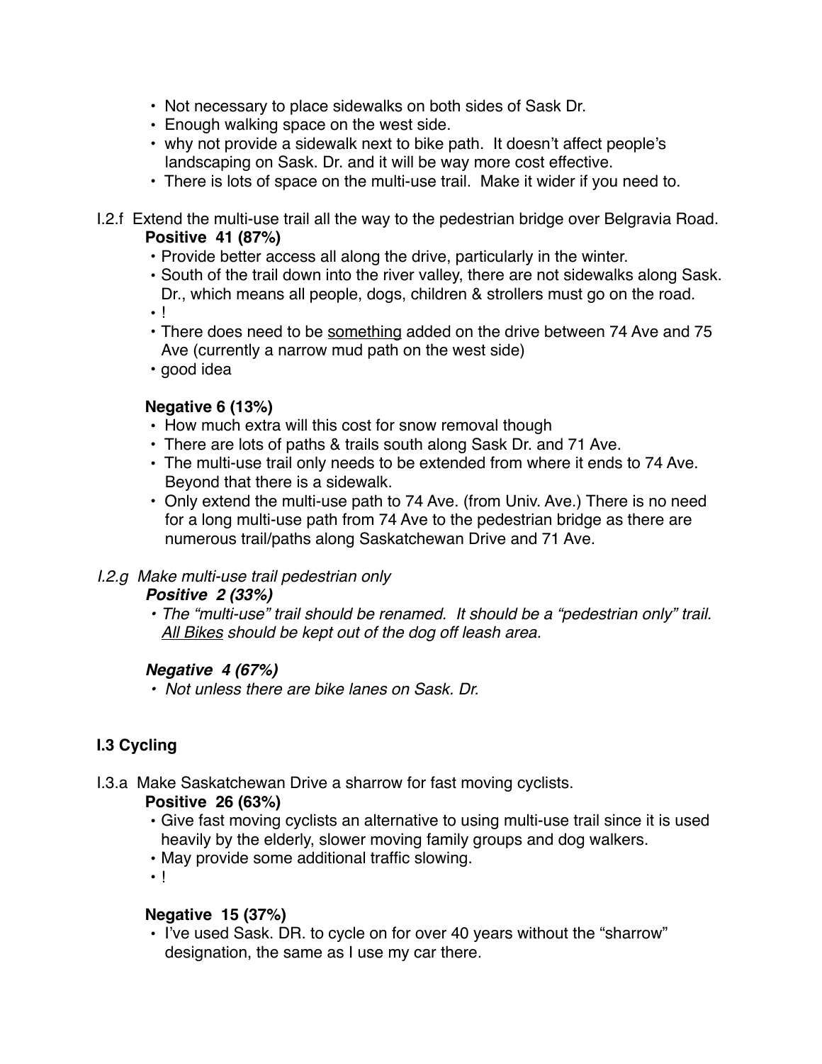- Not necessary to place sidewalks on both sides of Sask Dr.
- Enough walking space on the west side.
- why not provide a sidewalk next to bike path.  It doesn't affect people's landscaping on Sask. Dr. and it will be way more cost effective.
- There is lots of space on the multi-use trail.  Make it wider if you need to.

I.2.f  Extend the multi-use trail all the way to the pedestrian bridge over Belgravia Road.

**Positive  41 (87%)**

- Provide better access all along the drive, particularly in the winter.
- South of the trail down into the river valley, there are not sidewalks along Sask. Dr., which means all people, dogs, children & strollers must go on the road.
- !
- There does need to be <u>something</u> added on the drive between 74 Ave and 75 Ave (currently a narrow mud path on the west side)
- good idea

**Negative 6 (13%)**

- How much extra will this cost for snow removal though
- There are lots of paths & trails south along Sask Dr. and 71 Ave.
- The multi-use trail only needs to be extended from where it ends to 74 Ave. Beyond that there is a sidewalk.
- Only extend the multi-use path to 74 Ave. (from Univ. Ave.) There is no need for a long multi-use path from 74 Ave to the pedestrian bridge as there are numerous trail/paths along Saskatchewan Drive and 71 Ave.

*I.2.g  Make multi-use trail pedestrian only*

***Positive  2 (33%)***

- *The "multi-use" trail should be renamed.  It should be a "pedestrian only" trail. <u>All Bikes</u> should be kept out of the dog off leash area.*

***Negative  4 (67%)***

- *Not unless there are bike lanes on Sask. Dr.*

## I.3 Cycling

I.3.a  Make Saskatchewan Drive a sharrow for fast moving cyclists.

**Positive  26 (63%)**

- Give fast moving cyclists an alternative to using multi-use trail since it is used heavily by the elderly, slower moving family groups and dog walkers.
- May provide some additional traffic slowing.
- !

**Negative  15 (37%)**

- I've used Sask. DR. to cycle on for over 40 years without the "sharrow" designation, the same as I use my car there.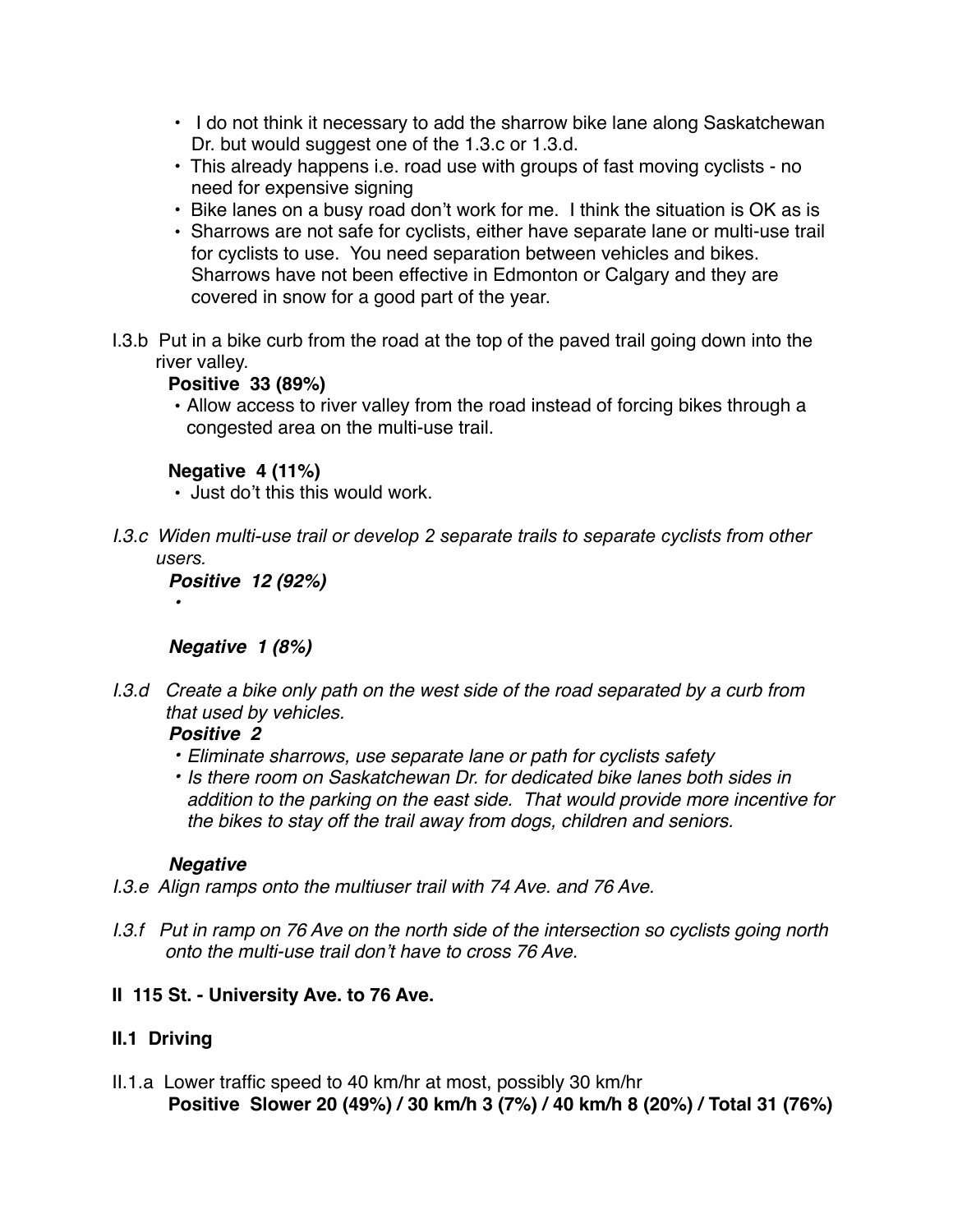- I do not think it necessary to add the sharrow bike lane along Saskatchewan Dr. but would suggest one of the 1.3.c or 1.3.d.
- This already happens i.e. road use with groups of fast moving cyclists - no need for expensive signing
- Bike lanes on a busy road don't work for me. I think the situation is OK as is
- Sharrows are not safe for cyclists, either have separate lane or multi-use trail for cyclists to use. You need separation between vehicles and bikes. Sharrows have not been effective in Edmonton or Calgary and they are covered in snow for a good part of the year.

I.3.b Put in a bike curb from the road at the top of the paved trail going down into the river valley.

**Positive 33 (89%)**

- Allow access to river valley from the road instead of forcing bikes through a congested area on the multi-use trail.

**Negative 4 (11%)**

- Just don't this this would work.

*I.3.c Widen multi-use trail or develop 2 separate trails to separate cyclists from other users.*

***Positive 12 (92%)***

-

***Negative 1 (8%)***

*I.3.d Create a bike only path on the west side of the road separated by a curb from that used by vehicles.*

***Positive 2***

- *Eliminate sharrows, use separate lane or path for cyclists safety*
- *Is there room on Saskatchewan Dr. for dedicated bike lanes both sides in addition to the parking on the east side. That would provide more incentive for the bikes to stay off the trail away from dogs, children and seniors.*

***Negative***

*I.3.e Align ramps onto the multiuser trail with 74 Ave. and 76 Ave.*

*I.3.f Put in ramp on 76 Ave on the north side of the intersection so cyclists going north onto the multi-use trail don't have to cross 76 Ave.*

## II 115 St. - University Ave. to 76 Ave.

### II.1 Driving

II.1.a Lower traffic speed to 40 km/hr at most, possibly 30 km/hr

**Positive Slower 20 (49%) / 30 km/h 3 (7%) / 40 km/h 8 (20%) / Total 31 (76%)**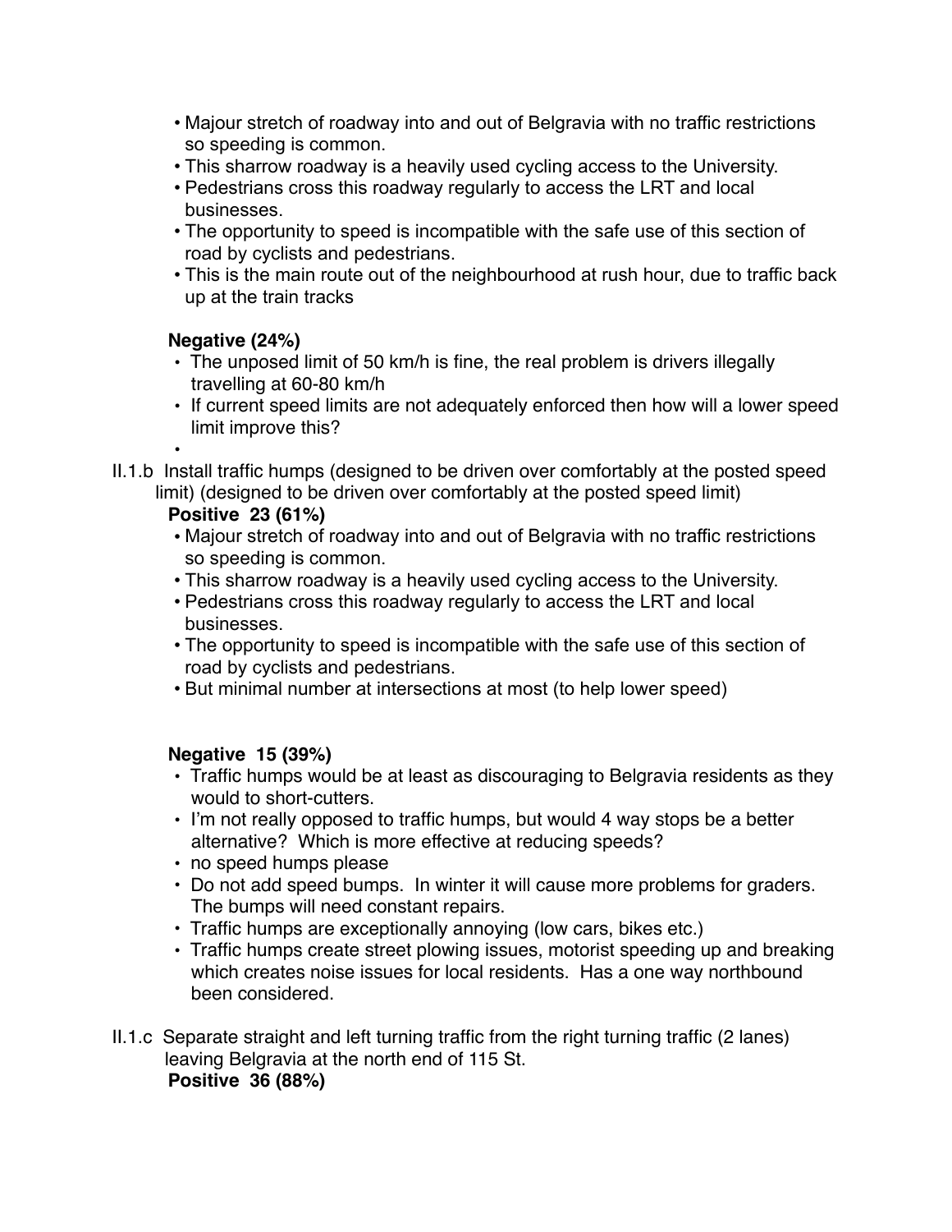- Majour stretch of roadway into and out of Belgravia with no traffic restrictions so speeding is common.
- This sharrow roadway is a heavily used cycling access to the University.
- Pedestrians cross this roadway regularly to access the LRT and local businesses.
- The opportunity to speed is incompatible with the safe use of this section of road by cyclists and pedestrians.
- This is the main route out of the neighbourhood at rush hour, due to traffic back up at the train tracks

**Negative (24%)**

- The unposed limit of 50 km/h is fine, the real problem is drivers illegally travelling at 60-80 km/h
- If current speed limits are not adequately enforced then how will a lower speed limit improve this?
- 

II.1.b Install traffic humps (designed to be driven over comfortably at the posted speed limit) (designed to be driven over comfortably at the posted speed limit)

**Positive 23 (61%)**

- Majour stretch of roadway into and out of Belgravia with no traffic restrictions so speeding is common.
- This sharrow roadway is a heavily used cycling access to the University.
- Pedestrians cross this roadway regularly to access the LRT and local businesses.
- The opportunity to speed is incompatible with the safe use of this section of road by cyclists and pedestrians.
- But minimal number at intersections at most (to help lower speed)

**Negative 15 (39%)**

- Traffic humps would be at least as discouraging to Belgravia residents as they would to short-cutters.
- I'm not really opposed to traffic humps, but would 4 way stops be a better alternative? Which is more effective at reducing speeds?
- no speed humps please
- Do not add speed bumps. In winter it will cause more problems for graders. The bumps will need constant repairs.
- Traffic humps are exceptionally annoying (low cars, bikes etc.)
- Traffic humps create street plowing issues, motorist speeding up and breaking which creates noise issues for local residents. Has a one way northbound been considered.

II.1.c Separate straight and left turning traffic from the right turning traffic (2 lanes) leaving Belgravia at the north end of 115 St.

**Positive 36 (88%)**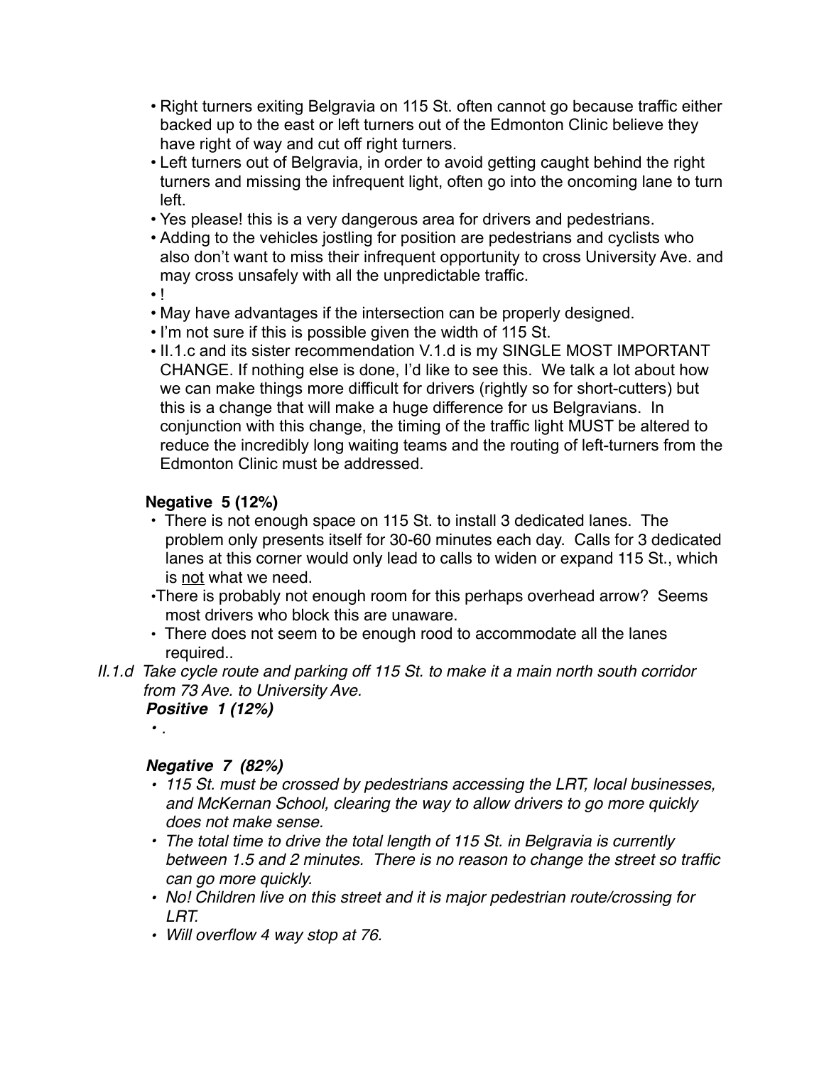- Right turners exiting Belgravia on 115 St. often cannot go because traffic either backed up to the east or left turners out of the Edmonton Clinic believe they have right of way and cut off right turners.
- Left turners out of Belgravia, in order to avoid getting caught behind the right turners and missing the infrequent light, often go into the oncoming lane to turn left.
- Yes please! this is a very dangerous area for drivers and pedestrians.
- Adding to the vehicles jostling for position are pedestrians and cyclists who also don't want to miss their infrequent opportunity to cross University Ave. and may cross unsafely with all the unpredictable traffic.
- !
- May have advantages if the intersection can be properly designed.
- I'm not sure if this is possible given the width of 115 St.
- II.1.c and its sister recommendation V.1.d is my SINGLE MOST IMPORTANT CHANGE. If nothing else is done, I'd like to see this. We talk a lot about how we can make things more difficult for drivers (rightly so for short-cutters) but this is a change that will make a huge difference for us Belgravians. In conjunction with this change, the timing of the traffic light MUST be altered to reduce the incredibly long waiting teams and the routing of left-turners from the Edmonton Clinic must be addressed.

**Negative 5 (12%)**

- There is not enough space on 115 St. to install 3 dedicated lanes. The problem only presents itself for 30-60 minutes each day. Calls for 3 dedicated lanes at this corner would only lead to calls to widen or expand 115 St., which is <u>not</u> what we need.
- There is probably not enough room for this perhaps overhead arrow? Seems most drivers who block this are unaware.
- There does not seem to be enough rood to accommodate all the lanes required..

*II.1.d Take cycle route and parking off 115 St. to make it a main north south corridor from 73 Ave. to University Ave.*

***Positive 1 (12%)***

- *.*

***Negative 7 (82%)***

- *115 St. must be crossed by pedestrians accessing the LRT, local businesses, and McKernan School, clearing the way to allow drivers to go more quickly does not make sense.*
- *The total time to drive the total length of 115 St. in Belgravia is currently between 1.5 and 2 minutes. There is no reason to change the street so traffic can go more quickly.*
- *No! Children live on this street and it is major pedestrian route/crossing for LRT.*
- *Will overflow 4 way stop at 76.*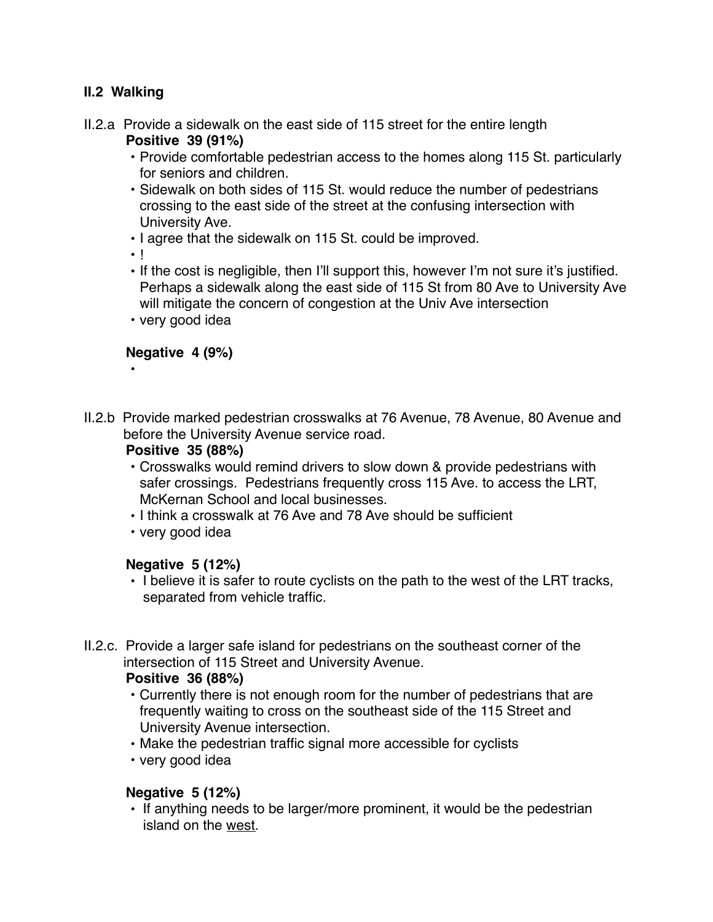## II.2 Walking

II.2.a Provide a sidewalk on the east side of 115 street for the entire length

**Positive 39 (91%)**

- Provide comfortable pedestrian access to the homes along 115 St. particularly for seniors and children.
- Sidewalk on both sides of 115 St. would reduce the number of pedestrians crossing to the east side of the street at the confusing intersection with University Ave.
- I agree that the sidewalk on 115 St. could be improved.
- !
- If the cost is negligible, then I'll support this, however I'm not sure it's justified. Perhaps a sidewalk along the east side of 115 St from 80 Ave to University Ave will mitigate the concern of congestion at the Univ Ave intersection
- very good idea

**Negative 4 (9%)**

- 

II.2.b Provide marked pedestrian crosswalks at 76 Avenue, 78 Avenue, 80 Avenue and before the University Avenue service road.

**Positive 35 (88%)**

- Crosswalks would remind drivers to slow down & provide pedestrians with safer crossings. Pedestrians frequently cross 115 Ave. to access the LRT, McKernan School and local businesses.
- I think a crosswalk at 76 Ave and 78 Ave should be sufficient
- very good idea

**Negative 5 (12%)**

- I believe it is safer to route cyclists on the path to the west of the LRT tracks, separated from vehicle traffic.

II.2.c. Provide a larger safe island for pedestrians on the southeast corner of the intersection of 115 Street and University Avenue.

**Positive 36 (88%)**

- Currently there is not enough room for the number of pedestrians that are frequently waiting to cross on the southeast side of the 115 Street and University Avenue intersection.
- Make the pedestrian traffic signal more accessible for cyclists
- very good idea

**Negative 5 (12%)**

- If anything needs to be larger/more prominent, it would be the pedestrian island on the west.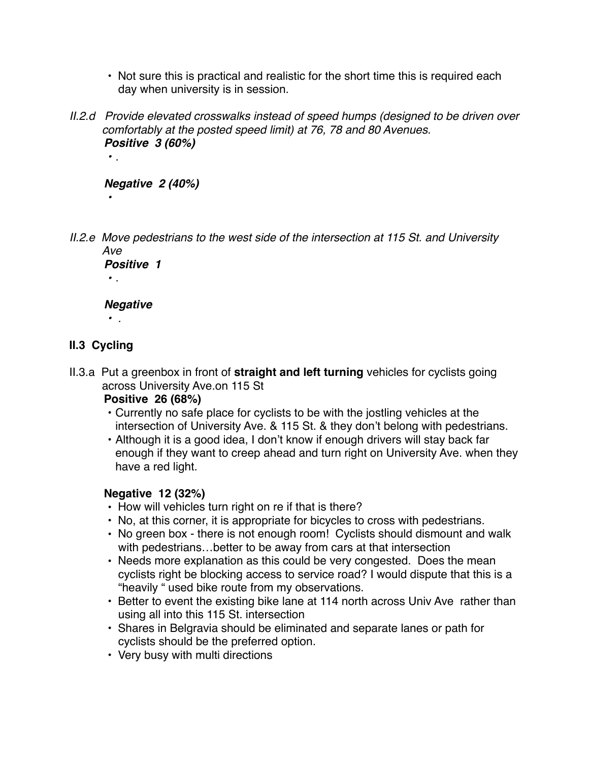- Not sure this is practical and realistic for the short time this is required each day when university is in session.

*II.2.d Provide elevated crosswalks instead of speed humps (designed to be driven over comfortably at the posted speed limit) at 76, 78 and 80 Avenues.*

***Positive 3 (60%)***

- .

***Negative 2 (40%)***

- 

*II.2.e Move pedestrians to the west side of the intersection at 115 St. and University Ave*

***Positive 1***

- .

***Negative***

- .

## II.3 Cycling

II.3.a Put a greenbox in front of **straight and left turning** vehicles for cyclists going across University Ave.on 115 St

**Positive 26 (68%)**

- Currently no safe place for cyclists to be with the jostling vehicles at the intersection of University Ave. & 115 St. & they don't belong with pedestrians.
- Although it is a good idea, I don't know if enough drivers will stay back far enough if they want to creep ahead and turn right on University Ave. when they have a red light.

**Negative 12 (32%)**

- How will vehicles turn right on re if that is there?
- No, at this corner, it is appropriate for bicycles to cross with pedestrians.
- No green box - there is not enough room! Cyclists should dismount and walk with pedestrians…better to be away from cars at that intersection
- Needs more explanation as this could be very congested. Does the mean cyclists right be blocking access to service road? I would dispute that this is a "heavily " used bike route from my observations.
- Better to event the existing bike lane at 114 north across Univ Ave rather than using all into this 115 St. intersection
- Shares in Belgravia should be eliminated and separate lanes or path for cyclists should be the preferred option.
- Very busy with multi directions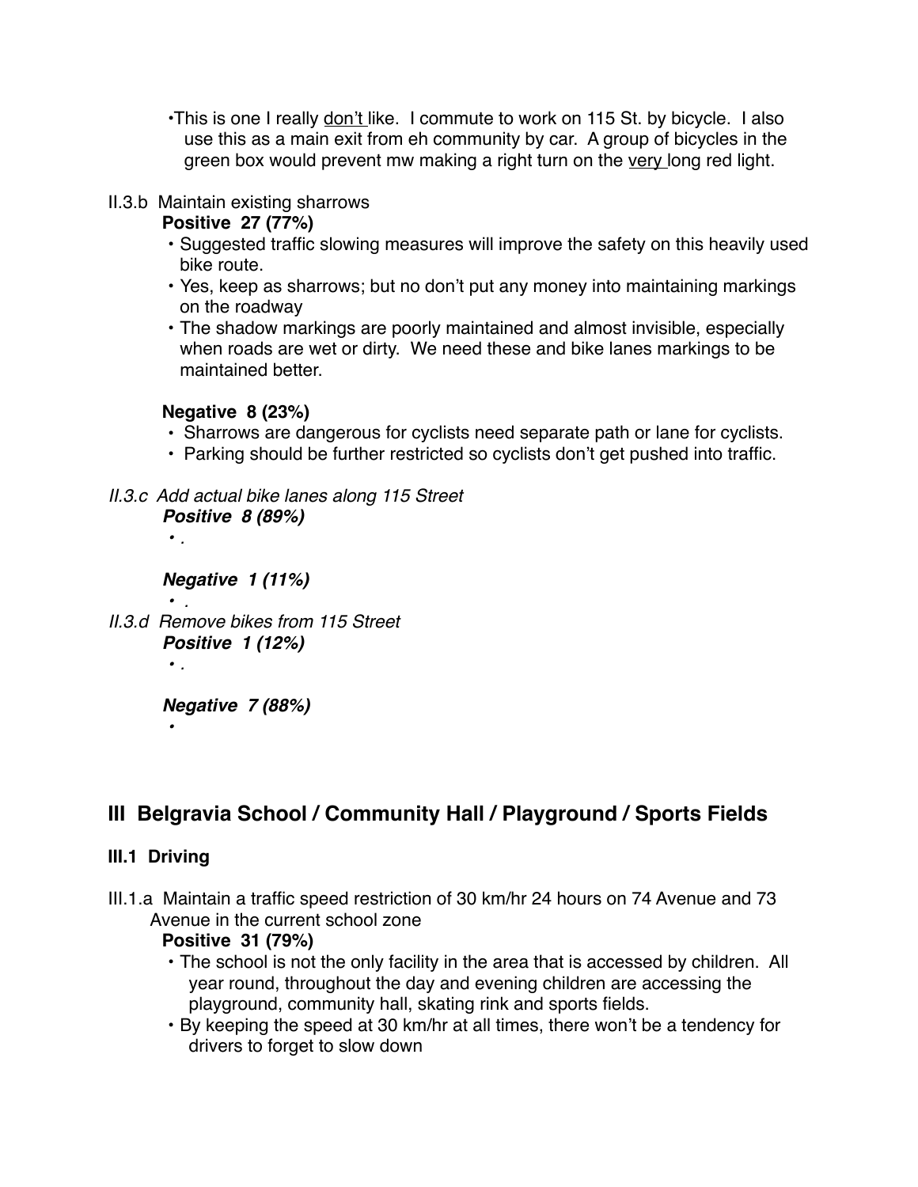- •This is one I really <u>don't</u> like. I commute to work on 115 St. by bicycle. I also use this as a main exit from eh community by car. A group of bicycles in the green box would prevent mw making a right turn on the <u>very</u> long red light.

II.3.b Maintain existing sharrows

**Positive 27 (77%)**

- Suggested traffic slowing measures will improve the safety on this heavily used bike route.
- Yes, keep as sharrows; but no don't put any money into maintaining markings on the roadway
- The shadow markings are poorly maintained and almost invisible, especially when roads are wet or dirty. We need these and bike lanes markings to be maintained better.

**Negative 8 (23%)**

- Sharrows are dangerous for cyclists need separate path or lane for cyclists.
- Parking should be further restricted so cyclists don't get pushed into traffic.

*II.3.c Add actual bike lanes along 115 Street*

***Positive 8 (89%)***

- *.*

***Negative 1 (11%)***

- *.*

*II.3.d Remove bikes from 115 Street*

***Positive 1 (12%)***

- *.*

***Negative 7 (88%)***

- 

## III Belgravia School / Community Hall / Playground / Sports Fields

### III.1 Driving

III.1.a Maintain a traffic speed restriction of 30 km/hr 24 hours on 74 Avenue and 73 Avenue in the current school zone

**Positive 31 (79%)**

- The school is not the only facility in the area that is accessed by children. All year round, throughout the day and evening children are accessing the playground, community hall, skating rink and sports fields.
- By keeping the speed at 30 km/hr at all times, there won't be a tendency for drivers to forget to slow down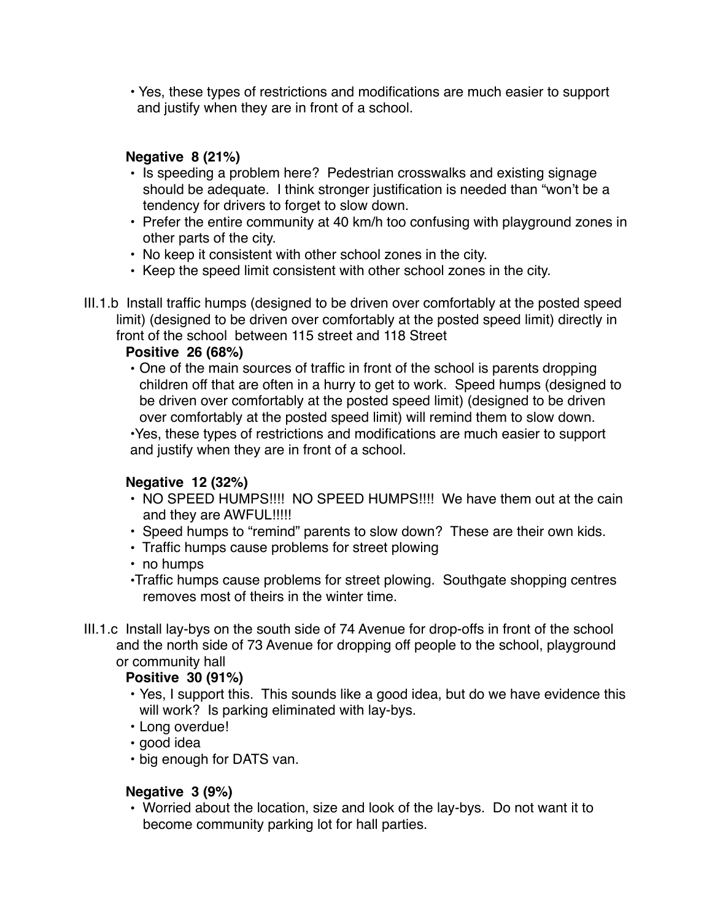- Yes, these types of restrictions and modifications are much easier to support and justify when they are in front of a school.

**Negative 8 (21%)**

- Is speeding a problem here? Pedestrian crosswalks and existing signage should be adequate. I think stronger justification is needed than "won't be a tendency for drivers to forget to slow down.
- Prefer the entire community at 40 km/h too confusing with playground zones in other parts of the city.
- No keep it consistent with other school zones in the city.
- Keep the speed limit consistent with other school zones in the city.

III.1.b Install traffic humps (designed to be driven over comfortably at the posted speed limit) (designed to be driven over comfortably at the posted speed limit) directly in front of the school between 115 street and 118 Street

**Positive 26 (68%)**

- One of the main sources of traffic in front of the school is parents dropping children off that are often in a hurry to get to work. Speed humps (designed to be driven over comfortably at the posted speed limit) (designed to be driven over comfortably at the posted speed limit) will remind them to slow down.
- Yes, these types of restrictions and modifications are much easier to support and justify when they are in front of a school.

**Negative 12 (32%)**

- NO SPEED HUMPS!!!! NO SPEED HUMPS!!!! We have them out at the cain and they are AWFUL!!!!!
- Speed humps to "remind" parents to slow down? These are their own kids.
- Traffic humps cause problems for street plowing
- no humps
- Traffic humps cause problems for street plowing. Southgate shopping centres removes most of theirs in the winter time.

III.1.c Install lay-bys on the south side of 74 Avenue for drop-offs in front of the school and the north side of 73 Avenue for dropping off people to the school, playground or community hall

**Positive 30 (91%)**

- Yes, I support this. This sounds like a good idea, but do we have evidence this will work? Is parking eliminated with lay-bys.
- Long overdue!
- good idea
- big enough for DATS van.

**Negative 3 (9%)**

- Worried about the location, size and look of the lay-bys. Do not want it to become community parking lot for hall parties.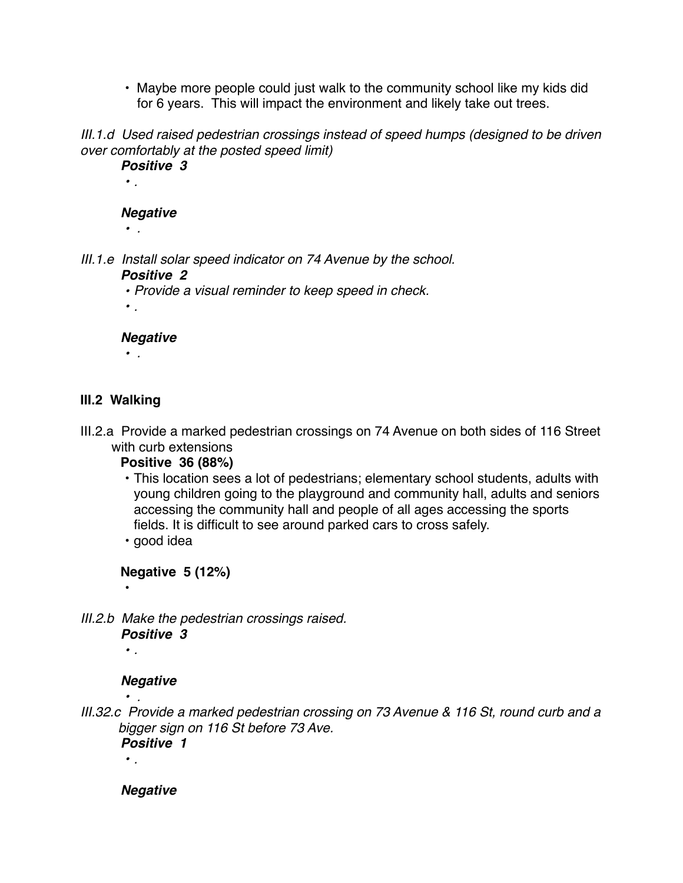- Maybe more people could just walk to the community school like my kids did for 6 years. This will impact the environment and likely take out trees.

*III.1.d Used raised pedestrian crossings instead of speed humps (designed to be driven over comfortably at the posted speed limit)*

***Positive 3***

- *.*

***Negative***

- *.*

*III.1.e Install solar speed indicator on 74 Avenue by the school.*

***Positive 2***

- *Provide a visual reminder to keep speed in check.*
- *.*

***Negative***

- *.*

**III.2 Walking**

III.2.a Provide a marked pedestrian crossings on 74 Avenue on both sides of 116 Street with curb extensions

**Positive 36 (88%)**

- This location sees a lot of pedestrians; elementary school students, adults with young children going to the playground and community hall, adults and seniors accessing the community hall and people of all ages accessing the sports fields. It is difficult to see around parked cars to cross safely.
- good idea

**Negative 5 (12%)**

- 

*III.2.b Make the pedestrian crossings raised.*

***Positive 3***

- *.*

***Negative***

- *.*

*III.32.c Provide a marked pedestrian crossing on 73 Avenue & 116 St, round curb and a bigger sign on 116 St before 73 Ave.*

***Positive 1***

- *.*

***Negative***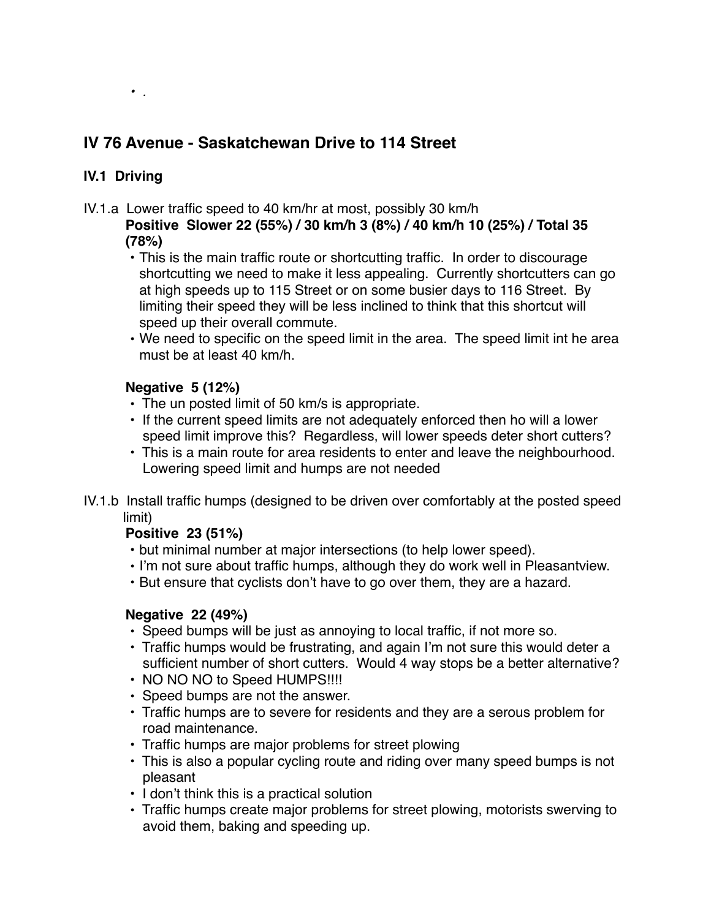• .

## IV 76 Avenue - Saskatchewan Drive to 114 Street

### IV.1 Driving

IV.1.a Lower traffic speed to 40 km/hr at most, possibly 30 km/h

**Positive Slower 22 (55%) / 30 km/h 3 (8%) / 40 km/h 10 (25%) / Total 35 (78%)**

- This is the main traffic route or shortcutting traffic. In order to discourage shortcutting we need to make it less appealing. Currently shortcutters can go at high speeds up to 115 Street or on some busier days to 116 Street. By limiting their speed they will be less inclined to think that this shortcut will speed up their overall commute.
- We need to specific on the speed limit in the area. The speed limit int he area must be at least 40 km/h.

**Negative 5 (12%)**

- The un posted limit of 50 km/s is appropriate.
- If the current speed limits are not adequately enforced then ho will a lower speed limit improve this? Regardless, will lower speeds deter short cutters?
- This is a main route for area residents to enter and leave the neighbourhood. Lowering speed limit and humps are not needed

IV.1.b Install traffic humps (designed to be driven over comfortably at the posted speed limit)

**Positive 23 (51%)**

- but minimal number at major intersections (to help lower speed).
- I'm not sure about traffic humps, although they do work well in Pleasantview.
- But ensure that cyclists don't have to go over them, they are a hazard.

**Negative 22 (49%)**

- Speed bumps will be just as annoying to local traffic, if not more so.
- Traffic humps would be frustrating, and again I'm not sure this would deter a sufficient number of short cutters. Would 4 way stops be a better alternative?
- NO NO NO to Speed HUMPS!!!!
- Speed bumps are not the answer.
- Traffic humps are to severe for residents and they are a serous problem for road maintenance.
- Traffic humps are major problems for street plowing
- This is also a popular cycling route and riding over many speed bumps is not pleasant
- I don't think this is a practical solution
- Traffic humps create major problems for street plowing, motorists swerving to avoid them, baking and speeding up.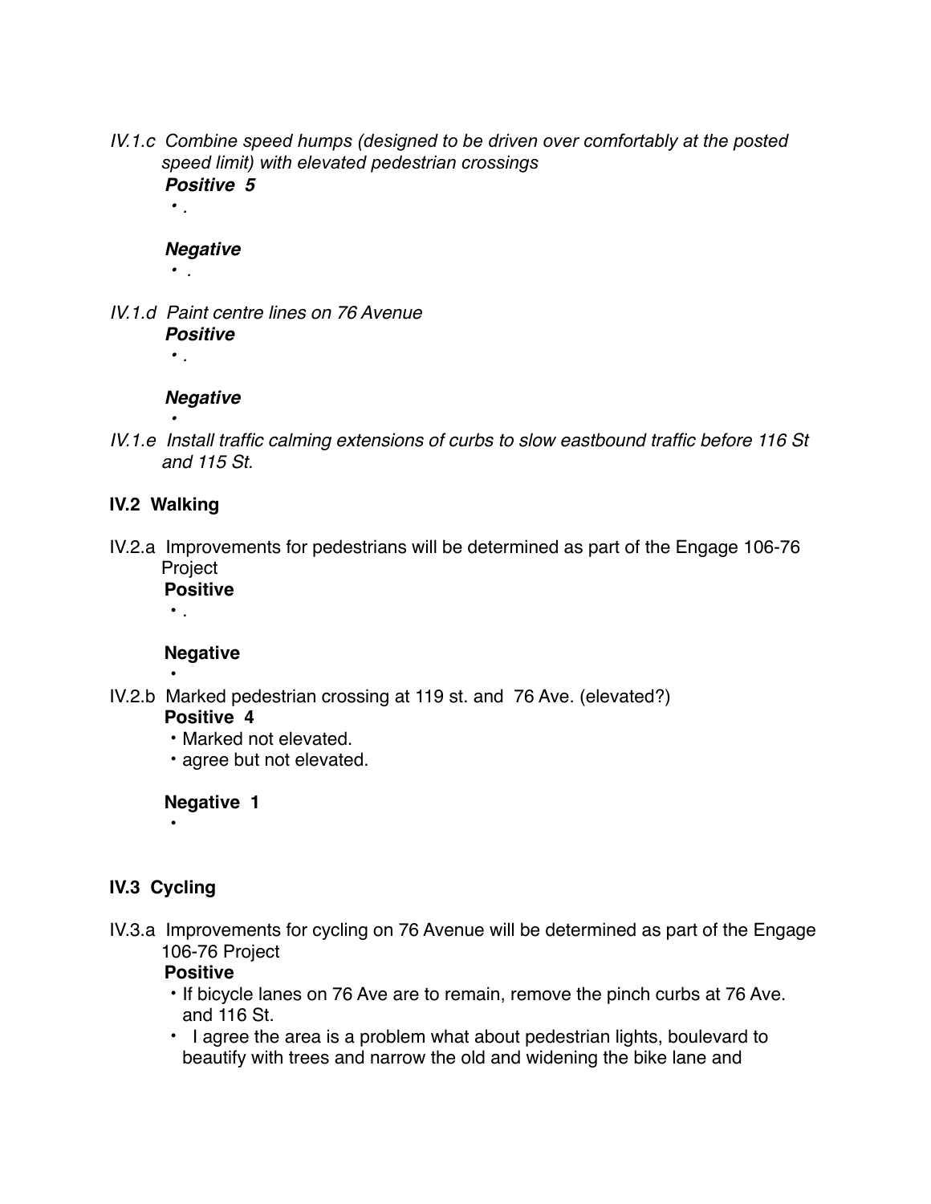*IV.1.c  Combine speed humps (designed to be driven over comfortably at the posted speed limit) with elevated pedestrian crossings*

***Positive  5***

- *.*

***Negative***

- *.*

*IV.1.d  Paint centre lines on 76 Avenue*

***Positive***

- *.*

***Negative***

- 

*IV.1.e  Install traffic calming extensions of curbs to slow eastbound traffic before 116 St and 115 St.*

## IV.2  Walking

IV.2.a  Improvements for pedestrians will be determined as part of the Engage 106-76 Project

**Positive**

- .

**Negative**

- 

IV.2.b  Marked pedestrian crossing at 119 st. and  76 Ave. (elevated?)

**Positive  4**

- Marked not elevated.
- agree but not elevated.

**Negative  1**

- 

## IV.3  Cycling

IV.3.a  Improvements for cycling on 76 Avenue will be determined as part of the Engage 106-76 Project

**Positive**

- If bicycle lanes on 76 Ave are to remain, remove the pinch curbs at 76 Ave. and 116 St.
- I agree the area is a problem what about pedestrian lights, boulevard to beautify with trees and narrow the old and widening the bike lane and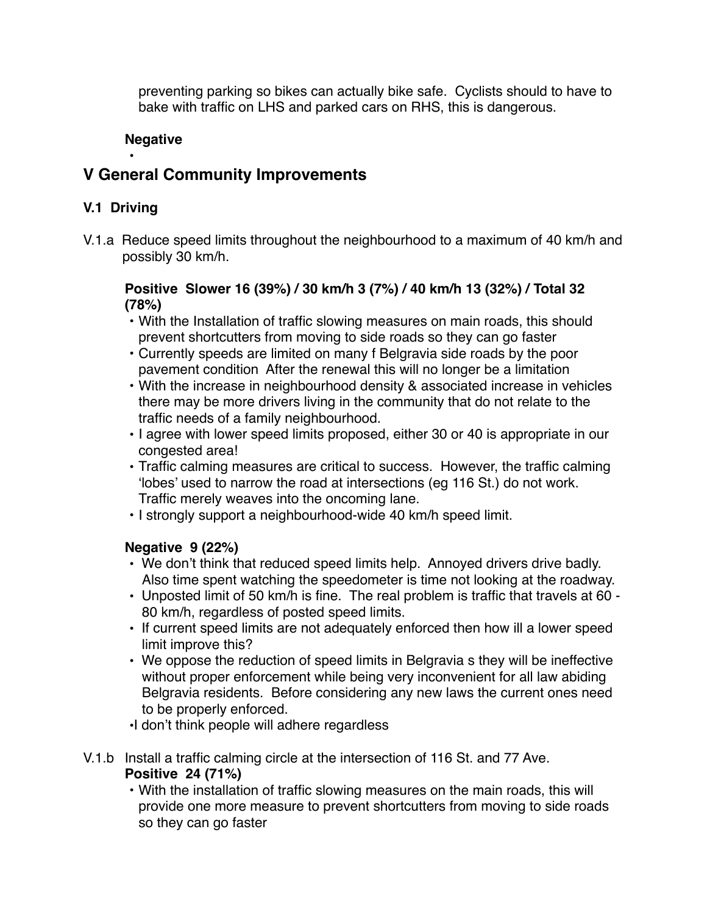preventing parking so bikes can actually bike safe. Cyclists should to have to bake with traffic on LHS and parked cars on RHS, this is dangerous.

**Negative**

•

## V General Community Improvements

### V.1 Driving

V.1.a Reduce speed limits throughout the neighbourhood to a maximum of 40 km/h and possibly 30 km/h.

**Positive Slower 16 (39%) / 30 km/h 3 (7%) / 40 km/h 13 (32%) / Total 32 (78%)**

- With the Installation of traffic slowing measures on main roads, this should prevent shortcutters from moving to side roads so they can go faster
- Currently speeds are limited on many f Belgravia side roads by the poor pavement condition After the renewal this will no longer be a limitation
- With the increase in neighbourhood density & associated increase in vehicles there may be more drivers living in the community that do not relate to the traffic needs of a family neighbourhood.
- I agree with lower speed limits proposed, either 30 or 40 is appropriate in our congested area!
- Traffic calming measures are critical to success. However, the traffic calming 'lobes' used to narrow the road at intersections (eg 116 St.) do not work. Traffic merely weaves into the oncoming lane.
- I strongly support a neighbourhood-wide 40 km/h speed limit.

**Negative 9 (22%)**

- We don't think that reduced speed limits help. Annoyed drivers drive badly. Also time spent watching the speedometer is time not looking at the roadway.
- Unposted limit of 50 km/h is fine. The real problem is traffic that travels at 60 - 80 km/h, regardless of posted speed limits.
- If current speed limits are not adequately enforced then how ill a lower speed limit improve this?
- We oppose the reduction of speed limits in Belgravia s they will be ineffective without proper enforcement while being very inconvenient for all law abiding Belgravia residents. Before considering any new laws the current ones need to be properly enforced.
- I don't think people will adhere regardless

V.1.b Install a traffic calming circle at the intersection of 116 St. and 77 Ave.

**Positive 24 (71%)**

- With the installation of traffic slowing measures on the main roads, this will provide one more measure to prevent shortcutters from moving to side roads so they can go faster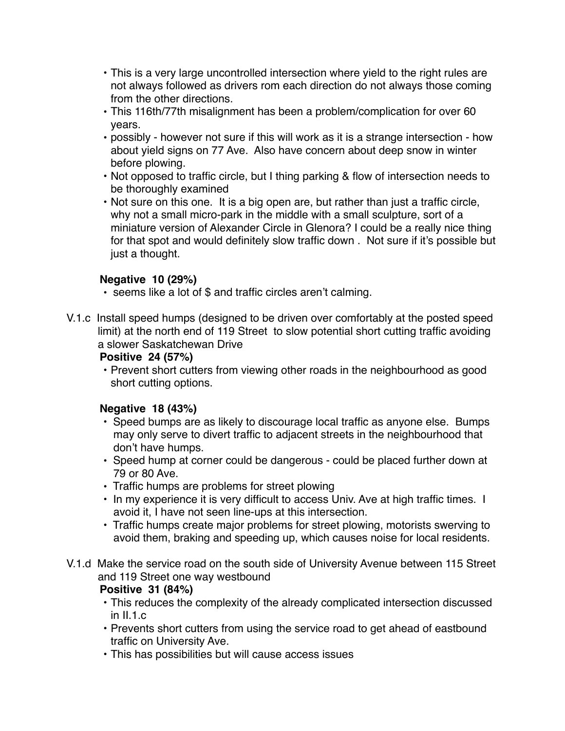- This is a very large uncontrolled intersection where yield to the right rules are not always followed as drivers rom each direction do not always those coming from the other directions.
- This 116th/77th misalignment has been a problem/complication for over 60 years.
- possibly - however not sure if this will work as it is a strange intersection - how about yield signs on 77 Ave. Also have concern about deep snow in winter before plowing.
- Not opposed to traffic circle, but I thing parking & flow of intersection needs to be thoroughly examined
- Not sure on this one. It is a big open are, but rather than just a traffic circle, why not a small micro-park in the middle with a small sculpture, sort of a miniature version of Alexander Circle in Glenora? I could be a really nice thing for that spot and would definitely slow traffic down . Not sure if it's possible but just a thought.

**Negative 10 (29%)**

- seems like a lot of $ and traffic circles aren't calming.

V.1.c Install speed humps (designed to be driven over comfortably at the posted speed limit) at the north end of 119 Street to slow potential short cutting traffic avoiding a slower Saskatchewan Drive

**Positive 24 (57%)**

- Prevent short cutters from viewing other roads in the neighbourhood as good short cutting options.

**Negative 18 (43%)**

- Speed bumps are as likely to discourage local traffic as anyone else. Bumps may only serve to divert traffic to adjacent streets in the neighbourhood that don't have humps.
- Speed hump at corner could be dangerous - could be placed further down at 79 or 80 Ave.
- Traffic humps are problems for street plowing
- In my experience it is very difficult to access Univ. Ave at high traffic times. I avoid it, I have not seen line-ups at this intersection.
- Traffic humps create major problems for street plowing, motorists swerving to avoid them, braking and speeding up, which causes noise for local residents.

V.1.d Make the service road on the south side of University Avenue between 115 Street and 119 Street one way westbound

**Positive 31 (84%)**

- This reduces the complexity of the already complicated intersection discussed in II.1.c
- Prevents short cutters from using the service road to get ahead of eastbound traffic on University Ave.
- This has possibilities but will cause access issues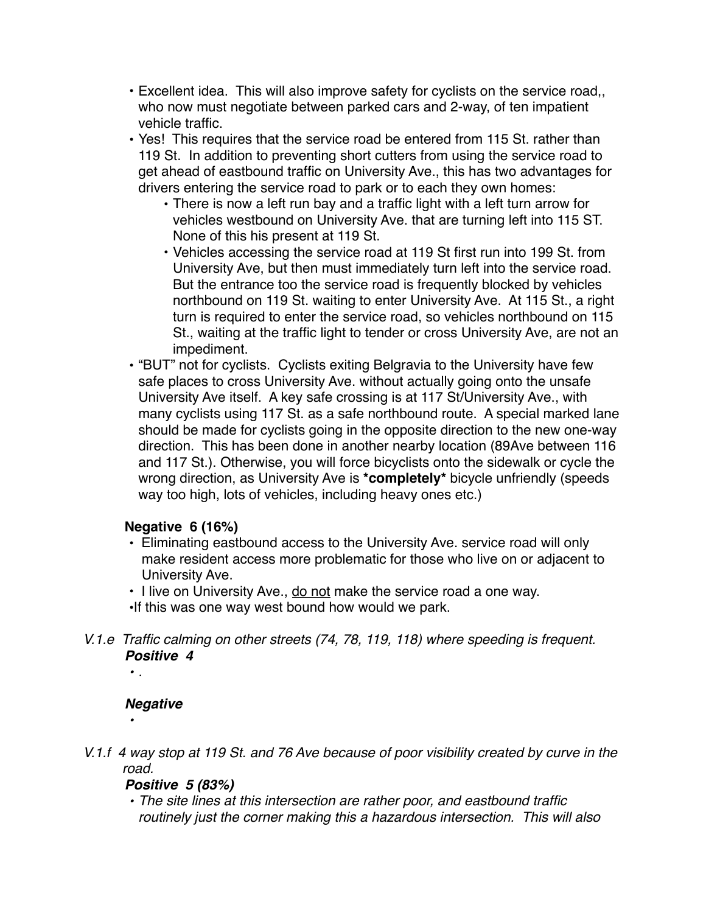- Excellent idea. This will also improve safety for cyclists on the service road,, who now must negotiate between parked cars and 2-way, of ten impatient vehicle traffic.
- Yes! This requires that the service road be entered from 115 St. rather than 119 St. In addition to preventing short cutters from using the service road to get ahead of eastbound traffic on University Ave., this has two advantages for drivers entering the service road to park or to each they own homes:
  - There is now a left run bay and a traffic light with a left turn arrow for vehicles westbound on University Ave. that are turning left into 115 ST. None of this his present at 119 St.
  - Vehicles accessing the service road at 119 St first run into 199 St. from University Ave, but then must immediately turn left into the service road. But the entrance too the service road is frequently blocked by vehicles northbound on 119 St. waiting to enter University Ave. At 115 St., a right turn is required to enter the service road, so vehicles northbound on 115 St., waiting at the traffic light to tender or cross University Ave, are not an impediment.
- "BUT" not for cyclists. Cyclists exiting Belgravia to the University have few safe places to cross University Ave. without actually going onto the unsafe University Ave itself. A key safe crossing is at 117 St/University Ave., with many cyclists using 117 St. as a safe northbound route. A special marked lane should be made for cyclists going in the opposite direction to the new one-way direction. This has been done in another nearby location (89Ave between 116 and 117 St.). Otherwise, you will force bicyclists onto the sidewalk or cycle the wrong direction, as University Ave is ***completely*** bicycle unfriendly (speeds way too high, lots of vehicles, including heavy ones etc.)

**Negative 6 (16%)**

- Eliminating eastbound access to the University Ave. service road will only make resident access more problematic for those who live on or adjacent to University Ave.
- I live on University Ave., <u>do not</u> make the service road a one way.
- If this was one way west bound how would we park.

*V.1.e Traffic calming on other streets (74, 78, 119, 118) where speeding is frequent.*

***Positive 4***

- .

***Negative***

- 

*V.1.f 4 way stop at 119 St. and 76 Ave because of poor visibility created by curve in the road.*

***Positive 5 (83%)***

- *The site lines at this intersection are rather poor, and eastbound traffic routinely just the corner making this a hazardous intersection. This will also*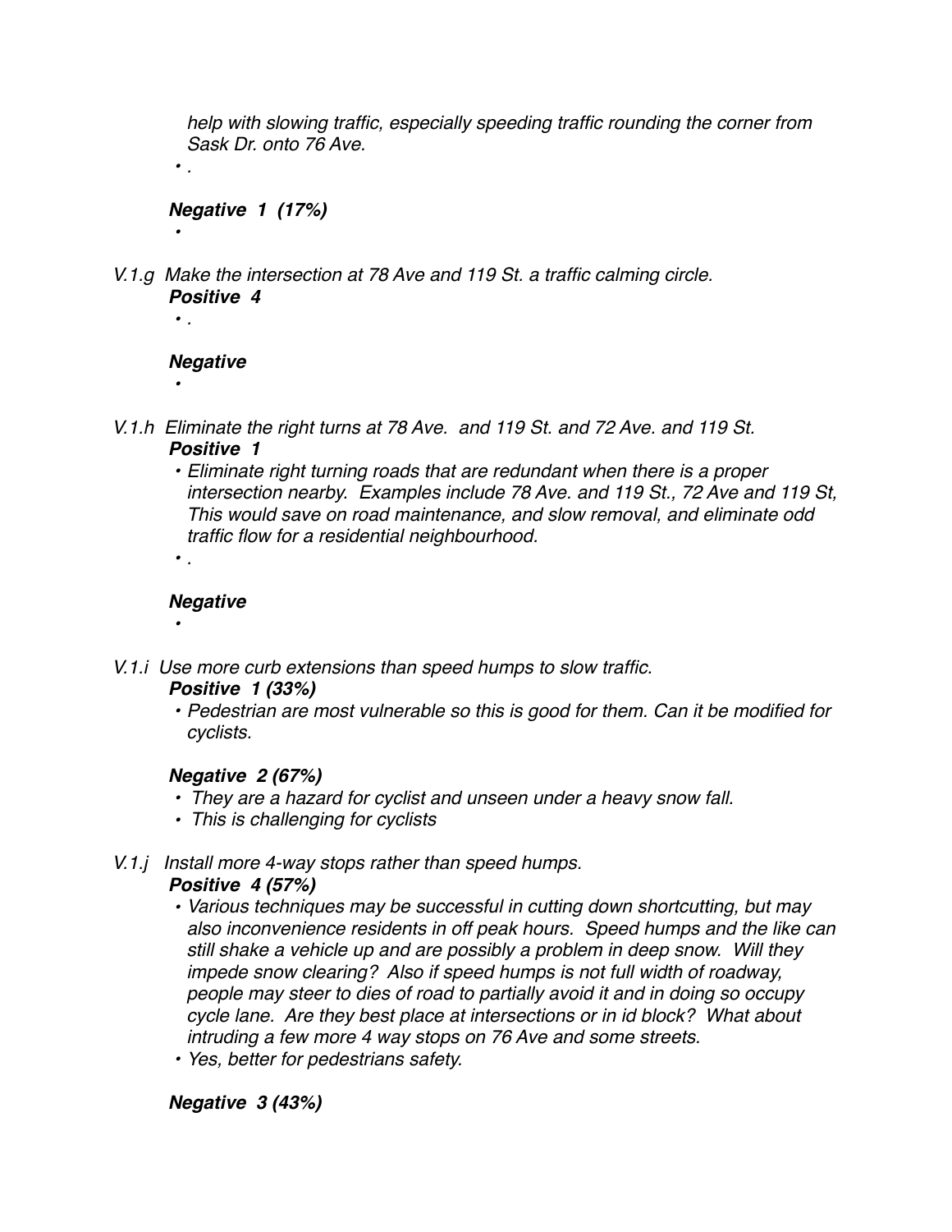*help with slowing traffic, especially speeding traffic rounding the corner from Sask Dr. onto 76 Ave.*

- *.*

***Negative 1 (17%)***

- 

*V.1.g Make the intersection at 78 Ave and 119 St. a traffic calming circle.*

***Positive 4***

- *.*

***Negative***

- 

*V.1.h Eliminate the right turns at 78 Ave. and 119 St. and 72 Ave. and 119 St.*

***Positive 1***

- *Eliminate right turning roads that are redundant when there is a proper intersection nearby. Examples include 78 Ave. and 119 St., 72 Ave and 119 St, This would save on road maintenance, and slow removal, and eliminate odd traffic flow for a residential neighbourhood.*
- *.*

***Negative***

- 

*V.1.i Use more curb extensions than speed humps to slow traffic.*

***Positive 1 (33%)***

- *Pedestrian are most vulnerable so this is good for them. Can it be modified for cyclists.*

***Negative 2 (67%)***

- *They are a hazard for cyclist and unseen under a heavy snow fall.*
- *This is challenging for cyclists*

*V.1.j Install more 4-way stops rather than speed humps.*

***Positive 4 (57%)***

- *Various techniques may be successful in cutting down shortcutting, but may also inconvenience residents in off peak hours. Speed humps and the like can still shake a vehicle up and are possibly a problem in deep snow. Will they impede snow clearing? Also if speed humps is not full width of roadway, people may steer to dies of road to partially avoid it and in doing so occupy cycle lane. Are they best place at intersections or in id block? What about intruding a few more 4 way stops on 76 Ave and some streets.*
- *Yes, better for pedestrians safety.*

***Negative 3 (43%)***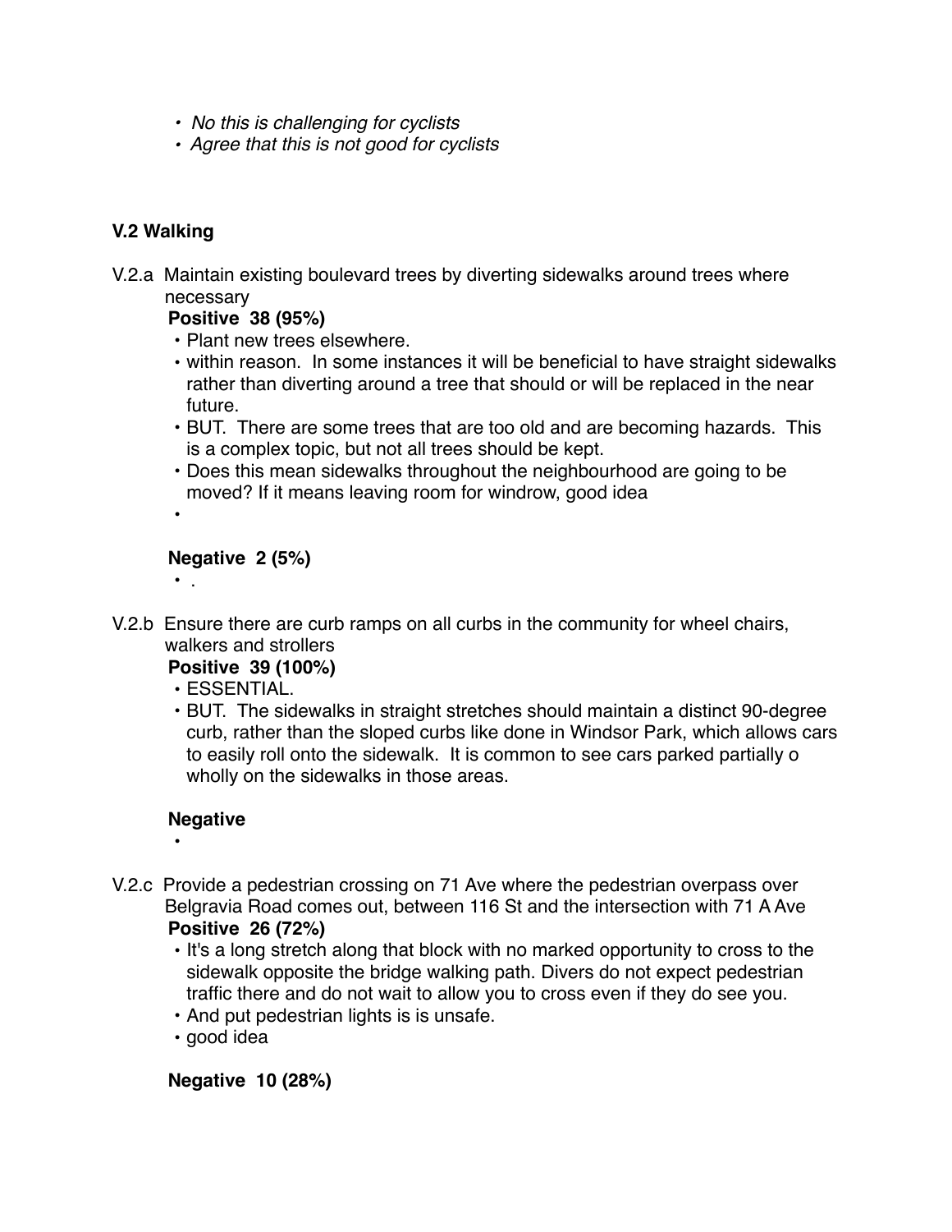- *No this is challenging for cyclists*
- *Agree that this is not good for cyclists*

### V.2 Walking

V.2.a Maintain existing boulevard trees by diverting sidewalks around trees where necessary

**Positive 38 (95%)**

- Plant new trees elsewhere.
- within reason. In some instances it will be beneficial to have straight sidewalks rather than diverting around a tree that should or will be replaced in the near future.
- BUT. There are some trees that are too old and are becoming hazards. This is a complex topic, but not all trees should be kept.
- Does this mean sidewalks throughout the neighbourhood are going to be moved? If it means leaving room for windrow, good idea
- 

**Negative 2 (5%)**

- .

V.2.b Ensure there are curb ramps on all curbs in the community for wheel chairs, walkers and strollers

**Positive 39 (100%)**

- ESSENTIAL.
- BUT. The sidewalks in straight stretches should maintain a distinct 90-degree curb, rather than the sloped curbs like done in Windsor Park, which allows cars to easily roll onto the sidewalk. It is common to see cars parked partially o wholly on the sidewalks in those areas.

**Negative**

- 

V.2.c Provide a pedestrian crossing on 71 Ave where the pedestrian overpass over Belgravia Road comes out, between 116 St and the intersection with 71 A Ave

**Positive 26 (72%)**

- It's a long stretch along that block with no marked opportunity to cross to the sidewalk opposite the bridge walking path. Divers do not expect pedestrian traffic there and do not wait to allow you to cross even if they do see you.
- And put pedestrian lights is is unsafe.
- good idea

**Negative 10 (28%)**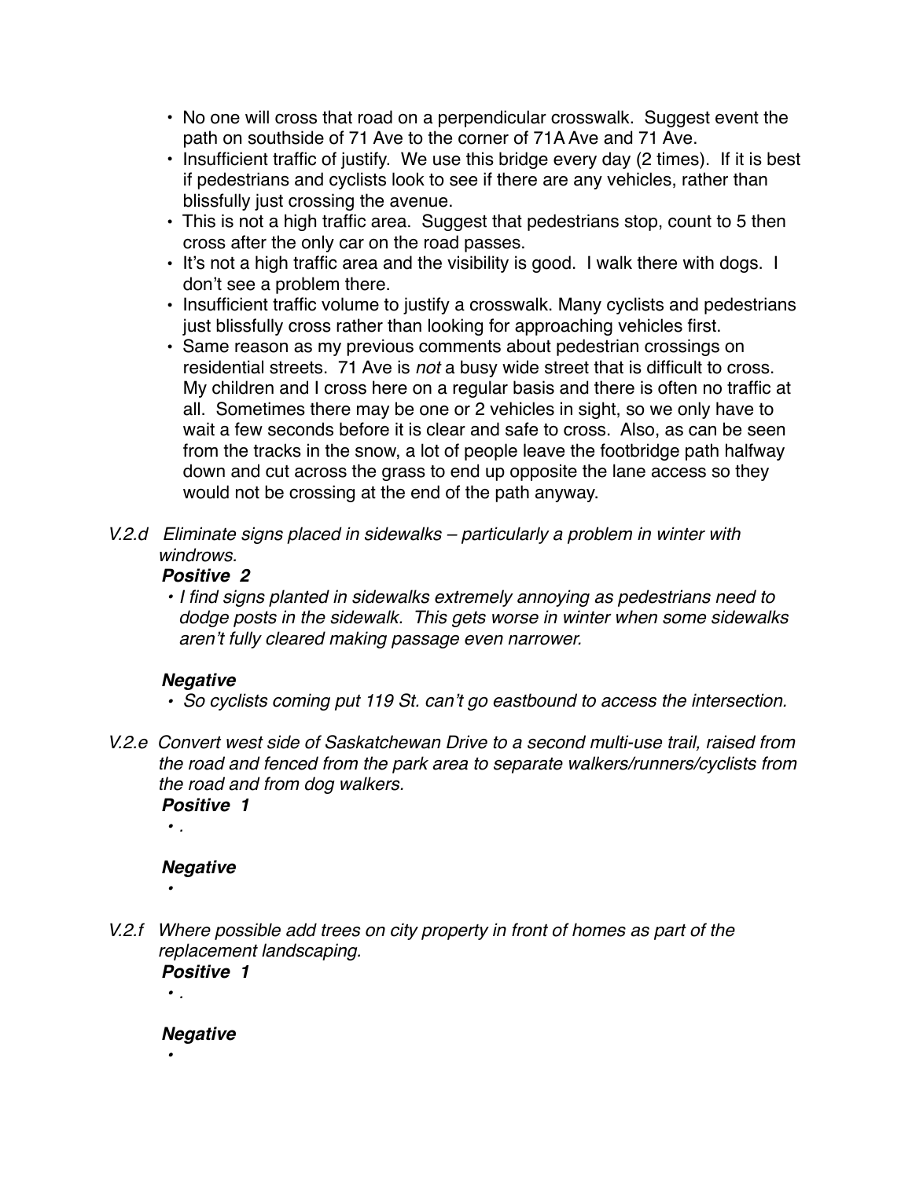- No one will cross that road on a perpendicular crosswalk. Suggest event the path on southside of 71 Ave to the corner of 71A Ave and 71 Ave.
- Insufficient traffic of justify. We use this bridge every day (2 times). If it is best if pedestrians and cyclists look to see if there are any vehicles, rather than blissfully just crossing the avenue.
- This is not a high traffic area. Suggest that pedestrians stop, count to 5 then cross after the only car on the road passes.
- It's not a high traffic area and the visibility is good. I walk there with dogs. I don't see a problem there.
- Insufficient traffic volume to justify a crosswalk. Many cyclists and pedestrians just blissfully cross rather than looking for approaching vehicles first.
- Same reason as my previous comments about pedestrian crossings on residential streets. 71 Ave is *not* a busy wide street that is difficult to cross. My children and I cross here on a regular basis and there is often no traffic at all. Sometimes there may be one or 2 vehicles in sight, so we only have to wait a few seconds before it is clear and safe to cross. Also, as can be seen from the tracks in the snow, a lot of people leave the footbridge path halfway down and cut across the grass to end up opposite the lane access so they would not be crossing at the end of the path anyway.

*V.2.d Eliminate signs placed in sidewalks – particularly a problem in winter with windrows.*

***Positive 2***

- *I find signs planted in sidewalks extremely annoying as pedestrians need to dodge posts in the sidewalk. This gets worse in winter when some sidewalks aren't fully cleared making passage even narrower.*

***Negative***

- *So cyclists coming put 119 St. can't go eastbound to access the intersection.*

*V.2.e Convert west side of Saskatchewan Drive to a second multi-use trail, raised from the road and fenced from the park area to separate walkers/runners/cyclists from the road and from dog walkers.*

***Positive 1***

- *.*

***Negative***

- 

*V.2.f Where possible add trees on city property in front of homes as part of the replacement landscaping.*

***Positive 1***

- *.*

***Negative***

-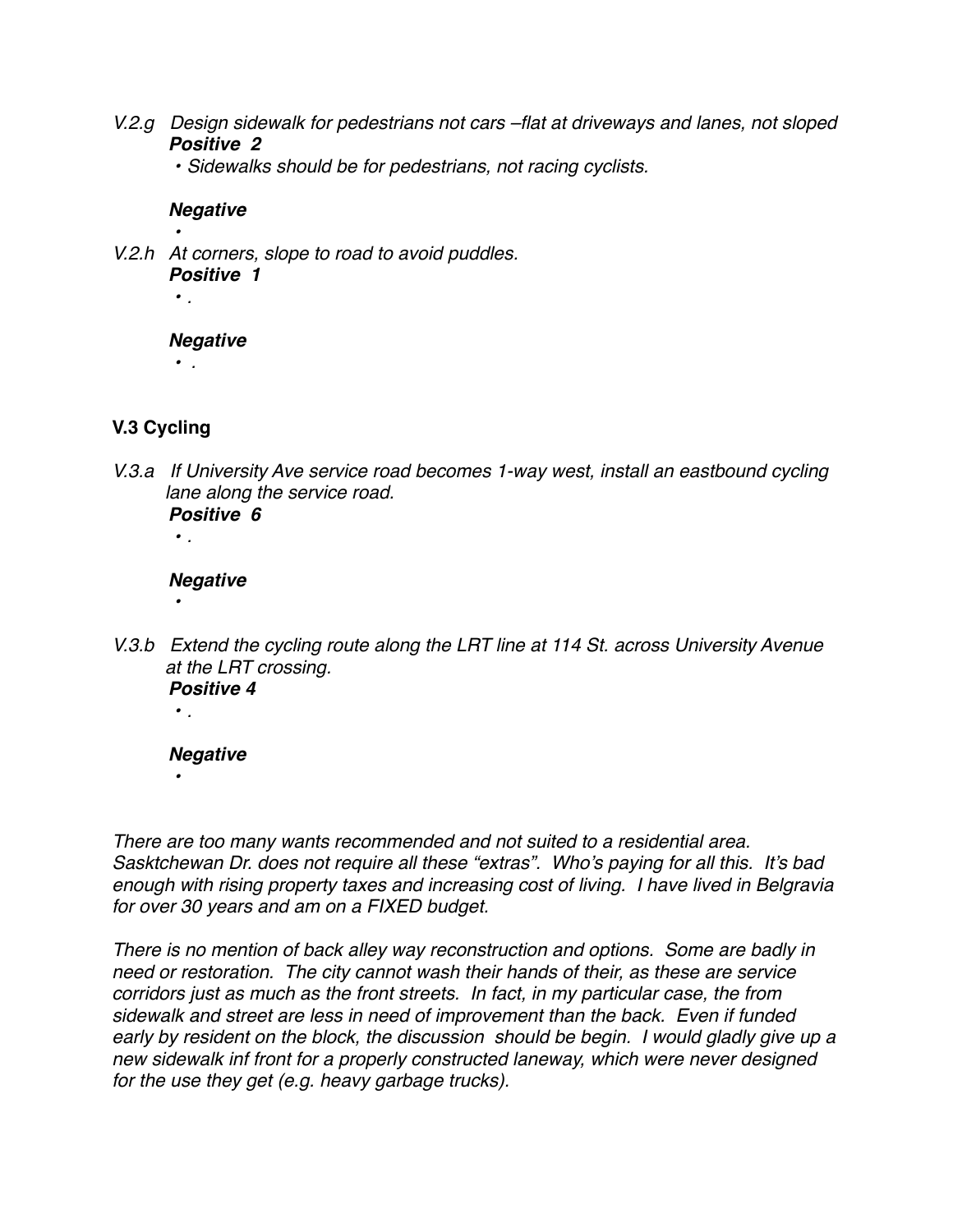*V.2.g Design sidewalk for pedestrians not cars –flat at driveways and lanes, not sloped*
***Positive 2***
- *Sidewalks should be for pedestrians, not racing cyclists.*

***Negative***
- 

*V.2.h At corners, slope to road to avoid puddles.*
***Positive 1***
- *.*

***Negative***
- *.*

**V.3 Cycling**

*V.3.a If University Ave service road becomes 1-way west, install an eastbound cycling lane along the service road.*
***Positive 6***
- *.*

***Negative***
- 

*V.3.b Extend the cycling route along the LRT line at 114 St. across University Avenue at the LRT crossing.*
***Positive 4***
- *.*

***Negative***
- 

*There are too many wants recommended and not suited to a residential area. Sasktchewan Dr. does not require all these "extras". Who's paying for all this. It's bad enough with rising property taxes and increasing cost of living. I have lived in Belgravia for over 30 years and am on a FIXED budget.*

*There is no mention of back alley way reconstruction and options. Some are badly in need or restoration. The city cannot wash their hands of their, as these are service corridors just as much as the front streets. In fact, in my particular case, the from sidewalk and street are less in need of improvement than the back. Even if funded early by resident on the block, the discussion should be begin. I would gladly give up a new sidewalk inf front for a properly constructed laneway, which were never designed for the use they get (e.g. heavy garbage trucks).*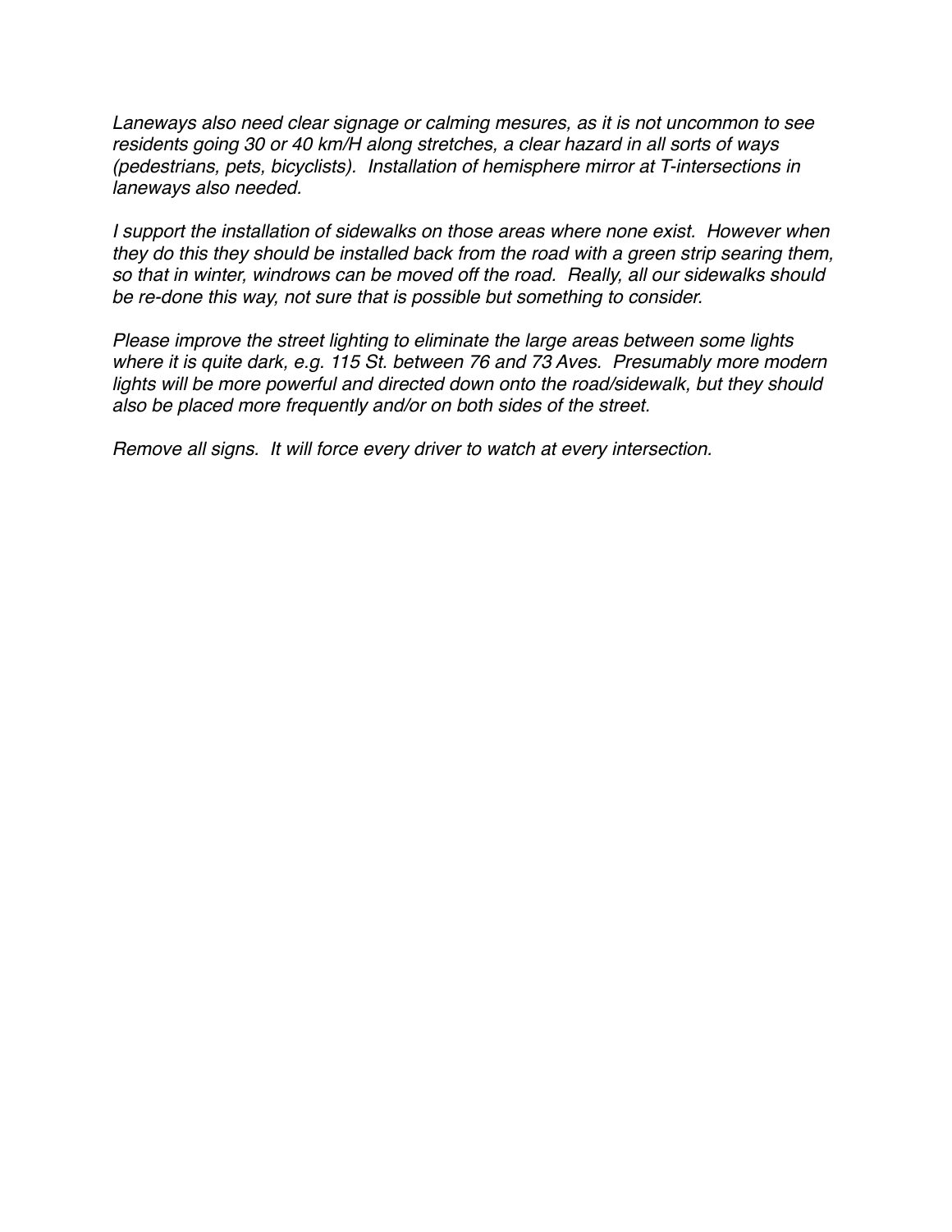*Laneways also need clear signage or calming mesures, as it is not uncommon to see residents going 30 or 40 km/H along stretches, a clear hazard in all sorts of ways (pedestrians, pets, bicyclists). Installation of hemisphere mirror at T-intersections in laneways also needed.*

*I support the installation of sidewalks on those areas where none exist. However when they do this they should be installed back from the road with a green strip searing them, so that in winter, windrows can be moved off the road. Really, all our sidewalks should be re-done this way, not sure that is possible but something to consider.*

*Please improve the street lighting to eliminate the large areas between some lights where it is quite dark, e.g. 115 St. between 76 and 73 Aves. Presumably more modern lights will be more powerful and directed down onto the road/sidewalk, but they should also be placed more frequently and/or on both sides of the street.*

*Remove all signs. It will force every driver to watch at every intersection.*